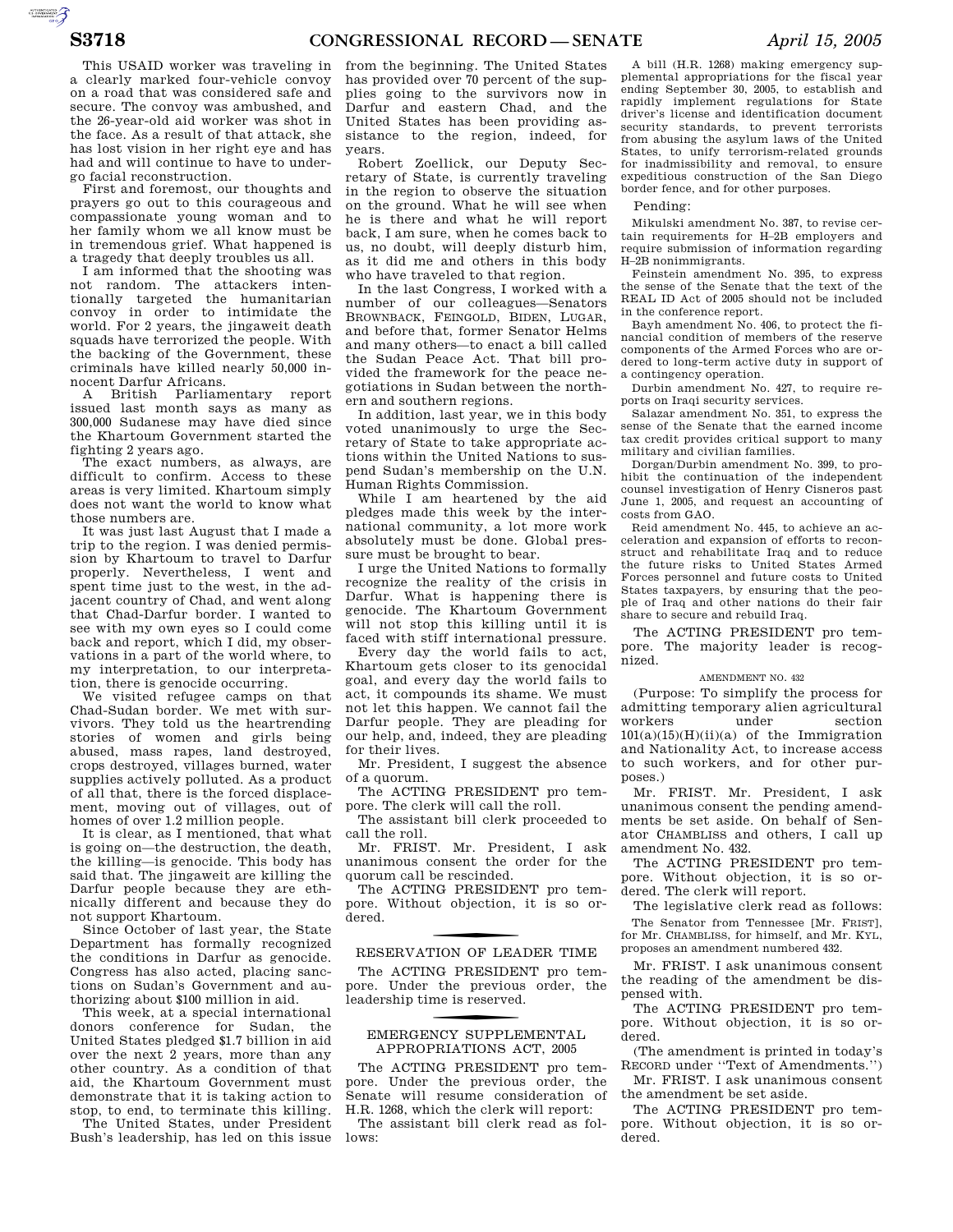This USAID worker was traveling in a clearly marked four-vehicle convoy on a road that was considered safe and secure. The convoy was ambushed, and the 26-year-old aid worker was shot in the face. As a result of that attack, she has lost vision in her right eye and has had and will continue to have to undergo facial reconstruction.

First and foremost, our thoughts and prayers go out to this courageous and compassionate young woman and to her family whom we all know must be in tremendous grief. What happened is a tragedy that deeply troubles us all.

I am informed that the shooting was not random. The attackers intentionally targeted the humanitarian convoy in order to intimidate the world. For 2 years, the jingaweit death squads have terrorized the people. With the backing of the Government, these criminals have killed nearly 50,000 innocent Darfur Africans.

A British Parliamentary report issued last month says as many as 300,000 Sudanese may have died since the Khartoum Government started the fighting 2 years ago.

The exact numbers, as always, are difficult to confirm. Access to these areas is very limited. Khartoum simply does not want the world to know what those numbers are.

It was just last August that I made a trip to the region. I was denied permission by Khartoum to travel to Darfur properly. Nevertheless, I went and spent time just to the west, in the adjacent country of Chad, and went along that Chad-Darfur border. I wanted to see with my own eyes so I could come back and report, which I did, my observations in a part of the world where, to my interpretation, to our interpretation, there is genocide occurring.

We visited refugee camps on that Chad-Sudan border. We met with survivors. They told us the heartrending stories of women and girls being abused, mass rapes, land destroyed, crops destroyed, villages burned, water supplies actively polluted. As a product of all that, there is the forced displacement, moving out of villages, out of homes of over 1.2 million people.

It is clear, as I mentioned, that what is going on—the destruction, the death, the killing—is genocide. This body has said that. The jingaweit are killing the Darfur people because they are ethnically different and because they do not support Khartoum.

Since October of last year, the State Department has formally recognized the conditions in Darfur as genocide. Congress has also acted, placing sanctions on Sudan's Government and authorizing about $100 million in aid.

This week, at a special international donors conference for Sudan, the United States pledged $1.7 billion in aid over the next 2 years, more than any other country. As a condition of that aid, the Khartoum Government must demonstrate that it is taking action to stop, to end, to terminate this killing.

The United States, under President Bush's leadership, has led on this issue from the beginning. The United States has provided over 70 percent of the supplies going to the survivors now in Darfur and eastern Chad, and the United States has been providing assistance to the region, indeed, for years.

Robert Zoellick, our Deputy Secretary of State, is currently traveling in the region to observe the situation on the ground. What he will see when he is there and what he will report back, I am sure, when he comes back to us, no doubt, will deeply disturb him, as it did me and others in this body who have traveled to that region.

In the last Congress, I worked with a number of our colleagues—Senators BROWNBACK, FEINGOLD, BIDEN, LUGAR, and before that, former Senator Helms and many others—to enact a bill called the Sudan Peace Act. That bill provided the framework for the peace negotiations in Sudan between the northern and southern regions.

In addition, last year, we in this body voted unanimously to urge the Secretary of State to take appropriate actions within the United Nations to suspend Sudan's membership on the U.N. Human Rights Commission.

While I am heartened by the aid pledges made this week by the international community, a lot more work absolutely must be done. Global pressure must be brought to bear.

I urge the United Nations to formally recognize the reality of the crisis in Darfur. What is happening there is genocide. The Khartoum Government will not stop this killing until it is faced with stiff international pressure.

Every day the world fails to act, Khartoum gets closer to its genocidal goal, and every day the world fails to act, it compounds its shame. We must not let this happen. We cannot fail the Darfur people. They are pleading for our help, and, indeed, they are pleading for their lives.

Mr. President, I suggest the absence of a quorum.

The ACTING PRESIDENT pro tempore. The clerk will call the roll.

The assistant bill clerk proceeded to call the roll.

Mr. FRIST. Mr. President, I ask unanimous consent the order for the quorum call be rescinded.

The ACTING PRESIDENT pro tempore. Without objection, it is so ordered.

## RESERVATION OF LEADER TIME

The ACTING PRESIDENT pro tempore. Under the previous order, the leadership time is reserved.

## EMERGENCY SUPPLEMENTAL APPROPRIATIONS ACT, 2005

The ACTING PRESIDENT pro tempore. Under the previous order, the Senate will resume consideration of H.R. 1268, which the clerk will report:

The assistant bill clerk read as follows:

A bill (H.R. 1268) making emergency supplemental appropriations for the fiscal year ending September 30, 2005, to establish and rapidly implement regulations for State driver's license and identification document security standards, to prevent terrorists from abusing the asylum laws of the United States, to unify terrorism-related grounds for inadmissibility and removal, to ensure expeditious construction of the San Diego border fence, and for other purposes.

Pending:

Mikulski amendment No. 387, to revise certain requirements for H–2B employers and require submission of information regarding H–2B nonimmigrants.

Feinstein amendment No. 395, to express the sense of the Senate that the text of the REAL ID Act of 2005 should not be included in the conference report.

Bayh amendment No. 406, to protect the financial condition of members of the reserve components of the Armed Forces who are ordered to long-term active duty in support of a contingency operation.

Durbin amendment No. 427, to require reports on Iraqi security services.

Salazar amendment No. 351, to express the sense of the Senate that the earned income tax credit provides critical support to many military and civilian families.

Dorgan/Durbin amendment No. 399, to prohibit the continuation of the independent counsel investigation of Henry Cisneros past June 1, 2005, and request an accounting of costs from GAO.

Reid amendment No. 445, to achieve an acceleration and expansion of efforts to reconstruct and rehabilitate Iraq and to reduce the future risks to United States Armed Forces personnel and future costs to United States taxpayers, by ensuring that the people of Iraq and other nations do their fair share to secure and rebuild Iraq.

The ACTING PRESIDENT pro tempore. The majority leader is recognized.

### AMENDMENT NO. 432

(Purpose: To simplify the process for admitting temporary alien agricultural workers under section 101(a)(15)(H)(ii)(a) of the Immigration and Nationality Act, to increase access to such workers, and for other purposes.)

Mr. FRIST. Mr. President, I ask unanimous consent the pending amendments be set aside. On behalf of Senator CHAMBLISS and others, I call up amendment No. 432.

The ACTING PRESIDENT pro tempore. Without objection, it is so ordered. The clerk will report.

The legislative clerk read as follows:

The Senator from Tennessee [Mr. FRIST], for Mr. CHAMBLISS, for himself, and Mr. KYL, proposes an amendment numbered 432.

Mr. FRIST. I ask unanimous consent the reading of the amendment be dispensed with.

The ACTING PRESIDENT pro tempore. Without objection, it is so ordered.

(The amendment is printed in today's RECORD under "Text of Amendments.")

Mr. FRIST. I ask unanimous consent the amendment be set aside.

The ACTING PRESIDENT pro tempore. Without objection, it is so ordered.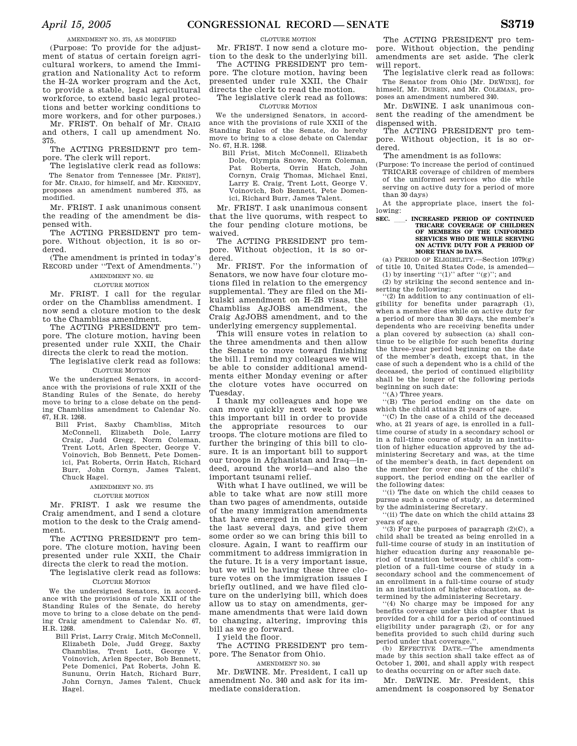AMENDMENT NO. 375, AS MODIFIED

(Purpose: To provide for the adjustment of status of certain foreign agricultural workers, to amend the Immigration and Nationality Act to reform the H–2A worker program and the Act, to provide a stable, legal agricultural workforce, to extend basic legal protections and better working conditions to more workers, and for other purposes.)

Mr. FRIST. On behalf of Mr. CRAIG and others, I call up amendment No. 375.

The ACTING PRESIDENT pro tempore. The clerk will report.

The legislative clerk read as follows:

The Senator from Tennessee [Mr. FRIST], for Mr. CRAIG, for himself, and Mr. KENNEDY, proposes an amendment numbered 375, as modified.

Mr. FRIST. I ask unanimous consent the reading of the amendment be dispensed with.

The ACTING PRESIDENT pro tempore. Without objection, it is so ordered.

(The amendment is printed in today's RECORD under "Text of Amendments.")

AMENDMENT NO. 432

CLOTURE MOTION

Mr. FRIST. I call for the regular order on the Chambliss amendment. I now send a cloture motion to the desk to the Chambliss amendment.

The ACTING PRESIDENT pro tempore. The cloture motion, having been presented under rule XXII, the Chair directs the clerk to read the motion.

The legislative clerk read as follows:

CLOTURE MOTION

We the undersigned Senators, in accordance with the provisions of rule XXII of the Standing Rules of the Senate, do hereby move to bring to a close debate on the pending Chambliss amendment to Calendar No. 67, H.R. 1268.

Bill Frist, Saxby Chambliss, Mitch McConnell, Elizabeth Dole, Larry Craig, Judd Gregg, Norm Coleman, Trent Lott, Arlen Specter, George V. Voinovich, Bob Bennett, Pete Domenici, Pat Roberts, Orrin Hatch, Richard Burr, John Cornyn, James Talent, Chuck Hagel.

AMENDMENT NO. 375

CLOTURE MOTION

Mr. FRIST. I ask we resume the Craig amendment, and I send a cloture motion to the desk to the Craig amendment.

The ACTING PRESIDENT pro tempore. The cloture motion, having been presented under rule XXII, the Chair directs the clerk to read the motion.

The legislative clerk read as follows:

CLOTURE MOTION

We the undersigned Senators, in accordance with the provisions of rule XXII of the Standing Rules of the Senate, do hereby move to bring to a close debate on the pending Craig amendment to Calendar No. 67, H.R. 1268.

Bill Frist, Larry Craig, Mitch McConnell, Elizabeth Dole, Judd Gregg, Saxby Chambliss, Trent Lott, George V. Voinovich, Arlen Specter, Bob Bennett, Pete Domenici, Pat Roberts, John E. Sununu, Orrin Hatch, Richard Burr, John Cornyn, James Talent, Chuck Hagel.

CLOTURE MOTION

Mr. FRIST. I now send a cloture motion to the desk to the underlying bill.

The ACTING PRESIDENT pro tempore. The cloture motion, having been presented under rule XXII, the Chair directs the clerk to read the motion.

The legislative clerk read as follows:

CLOTURE MOTION

We the undersigned Senators, in accordance with the provisions of rule XXII of the Standing Rules of the Senate, do hereby move to bring to a close debate on Calendar No. 67, H.R. 1268.

Bill Frist, Mitch McConnell, Elizabeth Dole, Olympia Snowe, Norm Coleman, Pat Roberts, Orrin Hatch, John Cornyn, Craig Thomas, Michael Enzi, Larry E. Craig, Trent Lott, George V. Voinovich, Bob Bennett, Pete Domenici, Richard Burr, James Talent.

Mr. FRIST. I ask unanimous consent that the live quorums, with respect to the four pending cloture motions, be waived.

The ACTING PRESIDENT pro tempore. Without objection, it is so ordered.

Mr. FRIST. For the information of Senators, we now have four cloture motions filed in relation to the emergency supplemental. They are filed on the Mikulski amendment on H–2B visas, the Chambliss AgJOBS amendment, the Craig AgJOBS amendment, and to the underlying emergency supplemental.

This will ensure votes in relation to the three amendments and then allow the Senate to move toward finishing the bill. I remind my colleagues we will be able to consider additional amendments either Monday evening or after the cloture votes have occurred on Tuesday.

I thank my colleagues and hope we can move quickly next week to pass this important bill in order to provide the appropriate resources to our troops. The cloture motions are filed to further the bringing of this bill to closure. It is an important bill to support our troops in Afghanistan and Iraq—indeed, around the world—and also the important tsunami relief.

With what I have outlined, we will be able to take what are now still more than two pages of amendments, outside of the many immigration amendments that have emerged in the period over the last several days, and give them some order so we can bring this bill to closure. Again, I want to reaffirm our commitment to address immigration in the future. It is a very important issue, but we will be having these three cloture votes on the immigration issues I briefly outlined, and we have filed cloture on the underlying bill, which does allow us to stay on amendments, germane amendments that were laid down to changing, altering, improving this bill as we go forward.

I yield the floor.

The ACTING PRESIDENT pro tempore. The Senator from Ohio.

AMENDMENT NO. 340

Mr. DEWINE. Mr. President, I call up amendment No. 340 and ask for its immediate consideration.

The ACTING PRESIDENT pro tempore. Without objection, the pending amendments are set aside. The clerk will report.

The legislative clerk read as follows:

The Senator from Ohio [Mr. DEWINE], for himself, Mr. DURBIN, and Mr. COLEMAN, proposes an amendment numbered 340.

Mr. DEWINE. I ask unanimous consent the reading of the amendment be dispensed with.

The ACTING PRESIDENT pro tempore. Without objection, it is so ordered.

The amendment is as follows:

(Purpose: To increase the period of continued TRICARE coverage of children of members of the uniformed services who die while serving on active duty for a period of more than 30 days)

At the appropriate place, insert the following:

**SEC. \_\_\_. INCREASED PERIOD OF CONTINUED TRICARE COVERAGE OF CHILDREN OF MEMBERS OF THE UNIFORMED SERVICES WHO DIE WHILE SERVING ON ACTIVE DUTY FOR A PERIOD OF MORE THAN 30 DAYS.**

(a) PERIOD OF ELIGIBILITY.—Section 1079(g) of title 10, United States Code, is amended—

(1) by inserting "(1)" after "(g)"; and

(2) by striking the second sentence and inserting the following:

"(2) In addition to any continuation of eligibility for benefits under paragraph (1), when a member dies while on active duty for a period of more than 30 days, the member's dependents who are receiving benefits under a plan covered by subsection (a) shall continue to be eligible for such benefits during the three-year period beginning on the date of the member's death, except that, in the case of such a dependent who is a child of the deceased, the period of continued eligibility shall be the longer of the following periods beginning on such date:

"(A) Three years.

"(B) The period ending on the date on which the child attains 21 years of age.

"(C) In the case of a child of the deceased who, at 21 years of age, is enrolled in a full-time course of study in a secondary school or in a full-time course of study in an institution of higher education approved by the administering Secretary and was, at the time of the member's death, in fact dependent on the member for over one-half of the child's support, the period ending on the earlier of the following dates:

"(i) The date on which the child ceases to pursue such a course of study, as determined by the administering Secretary.

"(ii) The date on which the child attains 23 years of age.

"(3) For the purposes of paragraph (2)(C), a child shall be treated as being enrolled in a full-time course of study in an institution of higher education during any reasonable period of transition between the child's completion of a full-time course of study in a secondary school and the commencement of an enrollment in a full-time course of study in an institution of higher education, as determined by the administering Secretary.

"(4) No charge may be imposed for any benefits coverage under this chapter that is provided for a child for a period of continued eligibility under paragraph (2), or for any benefits provided to such child during such period under that coverage.".

(b) EFFECTIVE DATE.—The amendments made by this section shall take effect as of October 1, 2001, and shall apply with respect to deaths occurring on or after such date.

Mr. DEWINE. Mr. President, this amendment is cosponsored by Senator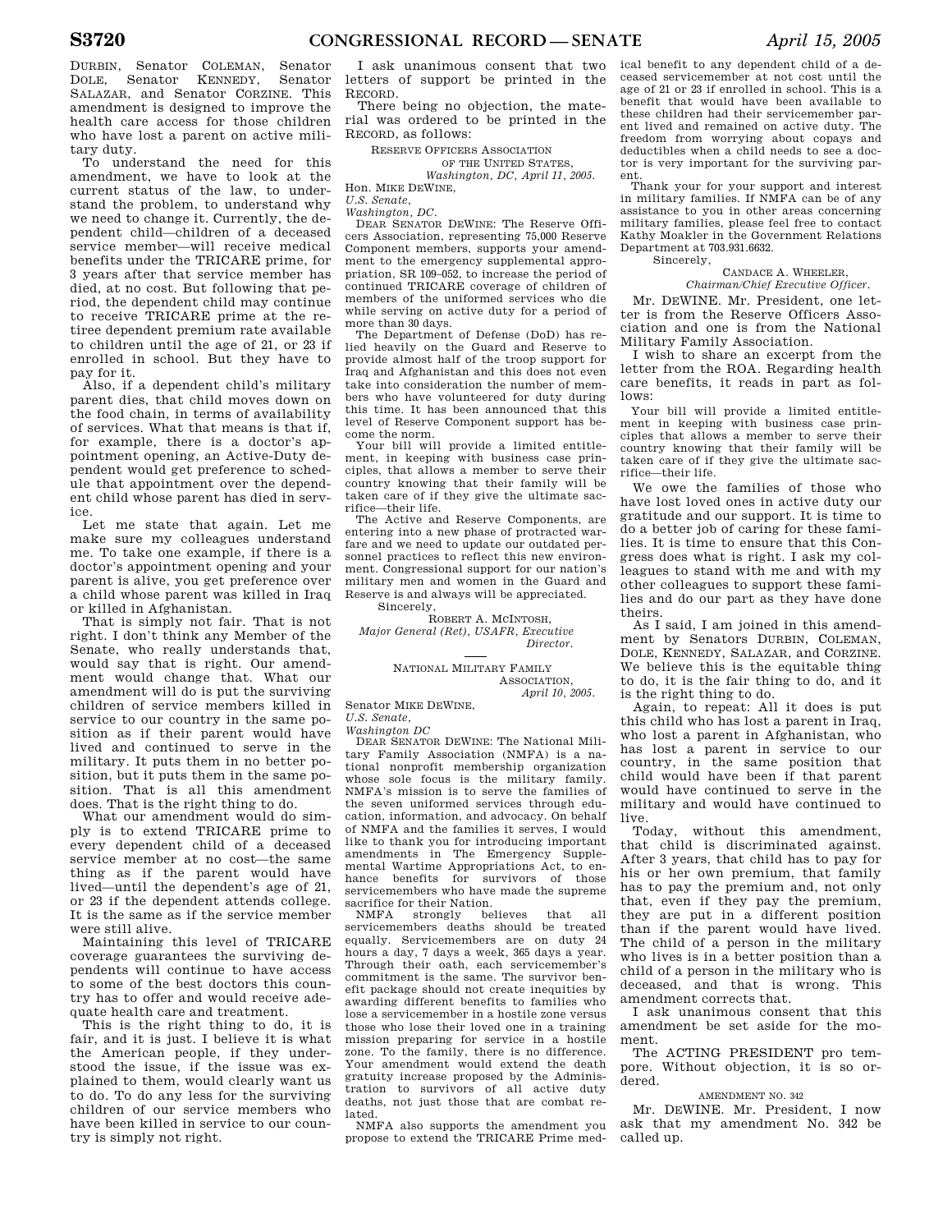DURBIN, Senator COLEMAN, Senator DOLE, Senator KENNEDY, Senator SALAZAR, and Senator CORZINE. This amendment is designed to improve the health care access for those children who have lost a parent on active military duty.

To understand the need for this amendment, we have to look at the current status of the law, to understand the problem, to understand why we need to change it. Currently, the dependent child—children of a deceased service member—will receive medical benefits under the TRICARE prime, for 3 years after that service member has died, at no cost. But following that period, the dependent child may continue to receive TRICARE prime at the retiree dependent premium rate available to children until the age of 21, or 23 if enrolled in school. But they have to pay for it.

Also, if a dependent child's military parent dies, that child moves down on the food chain, in terms of availability of services. What that means is that if, for example, there is a doctor's appointment opening, an Active-Duty dependent would get preference to schedule that appointment over the dependent child whose parent has died in service.

Let me state that again. Let me make sure my colleagues understand me. To take one example, if there is a doctor's appointment opening and your parent is alive, you get preference over a child whose parent was killed in Iraq or killed in Afghanistan.

That is simply not fair. That is not right. I don't think any Member of the Senate, who really understands that, would say that is right. Our amendment would change that. What our amendment will do is put the surviving children of service members killed in service to our country in the same position as if their parent would have lived and continued to serve in the military. It puts them in no better position, but it puts them in the same position. That is all this amendment does. That is the right thing to do.

What our amendment would do simply is to extend TRICARE prime to every dependent child of a deceased service member at no cost—the same thing as if the parent would have lived—until the dependent's age of 21, or 23 if the dependent attends college. It is the same as if the service member were still alive.

Maintaining this level of TRICARE coverage guarantees the surviving dependents will continue to have access to some of the best doctors this country has to offer and would receive adequate health care and treatment.

This is the right thing to do, it is fair, and it is just. I believe it is what the American people, if they understood the issue, if the issue was explained to them, would clearly want us to do. To do any less for the surviving children of our service members who have been killed in service to our country is simply not right.

I ask unanimous consent that two letters of support be printed in the RECORD.

There being no objection, the material was ordered to be printed in the RECORD, as follows:

RESERVE OFFICERS ASSOCIATION
OF THE UNITED STATES,
*Washington, DC, April 11, 2005.*

Hon. MIKE DEWINE,
*U.S. Senate,*
*Washington, DC.*

DEAR SENATOR DEWINE: The Reserve Officers Association, representing 75,000 Reserve Component members, supports your amendment to the emergency supplemental appropriation, SR 109–052, to increase the period of continued TRICARE coverage of children of members of the uniformed services who die while serving on active duty for a period of more than 30 days.

The Department of Defense (DoD) has relied heavily on the Guard and Reserve to provide almost half of the troop support for Iraq and Afghanistan and this does not even take into consideration the number of members who have volunteered for duty during this time. It has been announced that this level of Reserve Component support has become the norm.

Your bill will provide a limited entitlement, in keeping with business case principles, that allows a member to serve their country knowing that their family will be taken care of if they give the ultimate sacrifice—their life.

The Active and Reserve Components, are entering into a new phase of protracted warfare and we need to update our outdated personnel practices to reflect this new environment. Congressional support for our nation's military men and women in the Guard and Reserve is and always will be appreciated.

Sincerely,

ROBERT A. MCINTOSH,
*Major General (Ret), USAFR, Executive Director.*

---

NATIONAL MILITARY FAMILY
ASSOCIATION,
*April 10, 2005.*

Senator MIKE DEWINE,
*U.S. Senate,*
*Washington DC*

DEAR SENATOR DEWINE: The National Military Family Association (NMFA) is a national nonprofit membership organization whose sole focus is the military family. NMFA's mission is to serve the families of the seven uniformed services through education, information, and advocacy. On behalf of NMFA and the families it serves, I would like to thank you for introducing important amendments in The Emergency Supplemental Wartime Appropriations Act, to enhance benefits for survivors of those servicemembers who have made the supreme sacrifice for their Nation.

NMFA strongly believes that all servicemembers deaths should be treated equally. Servicemembers are on duty 24 hours a day, 7 days a week, 365 days a year. Through their oath, each servicemember's commitment is the same. The survivor benefit package should not create inequities by awarding different benefits to families who lose a servicemember in a hostile zone versus those who lose their loved one in a training mission preparing for service in a hostile zone. To the family, there is no difference. Your amendment would extend the death gratuity increase proposed by the Administration to survivors of all active duty deaths, not just those that are combat related.

NMFA also supports the amendment you propose to extend the TRICARE Prime medical benefit to any dependent child of a deceased servicemember at not cost until the age of 21 or 23 if enrolled in school. This is a benefit that would have been available to these children had their servicemember parent lived and remained on active duty. The freedom from worrying about copays and deductibles when a child needs to see a doctor is very important for the surviving parent.

Thank your for your support and interest in military families. If NMFA can be of any assistance to you in other areas concerning military families, please feel free to contact Kathy Moakler in the Government Relations Department at 703.931.6632.

Sincerely,

CANDACE A. WHEELER,
*Chairman/Chief Executive Officer.*

Mr. DEWINE. Mr. President, one letter is from the Reserve Officers Association and one is from the National Military Family Association.

I wish to share an excerpt from the letter from the ROA. Regarding health care benefits, it reads in part as follows:

> Your bill will provide a limited entitlement in keeping with business case principles that allows a member to serve their country knowing that their family will be taken care of if they give the ultimate sacrifice—their life.

We owe the families of those who have lost loved ones in active duty our gratitude and our support. It is time to do a better job of caring for these families. It is time to ensure that this Congress does what is right. I ask my colleagues to stand with me and with my other colleagues to support these families and do our part as they have done theirs.

As I said, I am joined in this amendment by Senators DURBIN, COLEMAN, DOLE, KENNEDY, SALAZAR, and CORZINE. We believe this is the equitable thing to do, it is the fair thing to do, and it is the right thing to do.

Again, to repeat: All it does is put this child who has lost a parent in Iraq, who lost a parent in Afghanistan, who has lost a parent in service to our country, in the same position that child would have been if that parent would have continued to serve in the military and would have continued to live.

Today, without this amendment, that child is discriminated against. After 3 years, that child has to pay for his or her own premium, that family has to pay the premium and, not only that, even if they pay the premium, they are put in a different position than if the parent would have lived. The child of a person in the military who lives is in a better position than a child of a person in the military who is deceased, and that is wrong. This amendment corrects that.

I ask unanimous consent that this amendment be set aside for the moment.

The ACTING PRESIDENT pro tempore. Without objection, it is so ordered.

AMENDMENT NO. 342

Mr. DEWINE. Mr. President, I now ask that my amendment No. 342 be called up.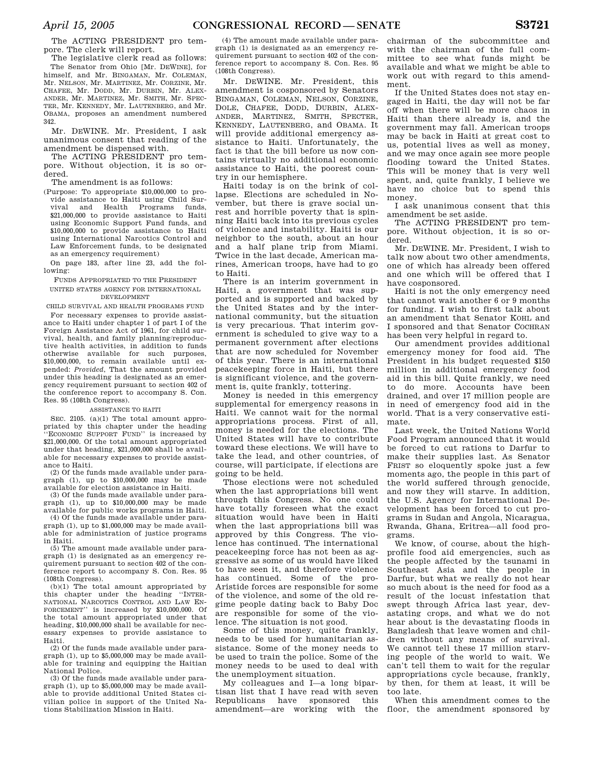The ACTING PRESIDENT pro tempore. The clerk will report.

The legislative clerk read as follows:

The Senator from Ohio [Mr. DEWINE], for himself, and Mr. BINGAMAN, Mr. COLEMAN, Mr. NELSON, Mr. MARTINEZ, Mr. CORZINE, Mr. CHAFEE, Mr. DODD, Mr. DURBIN, Mr. ALEXANDER, Mr. MARTINEZ, Mr. SMITH, Mr. SPECTER, Mr. KENNEDY, Mr. LAUTENBERG, and Mr. OBAMA, proposes an amendment numbered 342.

Mr. DEWINE. Mr. President, I ask unanimous consent that reading of the amendment be dispensed with.

The ACTING PRESIDENT pro tempore. Without objection, it is so ordered.

The amendment is as follows:

(Purpose: To appropriate $10,000,000 to provide assistance to Haiti using Child Survival and Health Programs funds, $21,000,000 to provide assistance to Haiti using Economic Support Fund funds, and $10,000,000 to provide assistance to Haiti using International Narcotics Control and Law Enforcement funds, to be designated as an emergency requirement)

On page 183, after line 23, add the following:

FUNDS APPROPRIATED TO THE PRESIDENT

UNITED STATES AGENCY FOR INTERNATIONAL DEVELOPMENT

CHILD SURVIVAL AND HEALTH PROGRAMS FUND

For necessary expenses to provide assistance to Haiti under chapter 1 of part I of the Foreign Assistance Act of 1961, for child survival, health, and family planning/reproductive health activities, in addition to funds otherwise available for such purposes, $10,000,000, to remain available until expended: *Provided*, That the amount provided under this heading is designated as an emergency requirement pursuant to section 402 of the conference report to accompany S. Con. Res. 95 (108th Congress).

ASSISTANCE TO HAITI

SEC. 2105. (a)(1) The total amount appropriated by this chapter under the heading "ECONOMIC SUPPORT FUND" is increased by $21,000,000. Of the total amount appropriated under that heading, $21,000,000 shall be available for necessary expenses to provide assistance to Haiti.

(2) Of the funds made available under paragraph (1), up to $10,000,000 may be made available for election assistance in Haiti.

(3) Of the funds made available under paragraph (1), up to $10,000,000 may be made available for public works programs in Haiti.

(4) Of the funds made available under paragraph (1), up to $1,000,000 may be made available for administration of justice programs in Haiti.

(5) The amount made available under paragraph (1) is designated as an emergency requirement pursuant to section 402 of the conference report to accompany S. Con. Res. 95 (108th Congress).

(b)(1) The total amount appropriated by this chapter under the heading "INTERNATIONAL NARCOTICS CONTROL AND LAW ENFORCEMENT" is increased by $10,000,000. Of the total amount appropriated under that heading, $10,000,000 shall be available for necessary expenses to provide assistance to Haiti.

(2) Of the funds made available under paragraph (1), up to $5,000,000 may be made available for training and equipping the Haitian National Police.

(3) Of the funds made available under paragraph (1), up to $5,000,000 may be made available to provide additional United States civilian police in support of the United Nations Stabilization Mission in Haiti.

(4) The amount made available under paragraph (1) is designated as an emergency requirement pursuant to section 402 of the conference report to accompany S. Con. Res. 95 (108th Congress).

Mr. DEWINE. Mr. President, this amendment is cosponsored by Senators BINGAMAN, COLEMAN, NELSON, CORZINE, DOLE, CHAFEE, DODD, DURBIN, ALEXANDER, MARTINEZ, SMITH, SPECTER, KENNEDY, LAUTENBERG, and OBAMA. It will provide additional emergency assistance to Haiti. Unfortunately, the fact is that the bill before us now contains virtually no additional economic assistance to Haiti, the poorest country in our hemisphere.

Haiti today is on the brink of collapse. Elections are scheduled in November, but there is grave social unrest and horrible poverty that is spinning Haiti back into its previous cycles of violence and instability. Haiti is our neighbor to the south, about an hour and a half plane trip from Miami. Twice in the last decade, American marines, American troops, have had to go to Haiti.

There is an interim government in Haiti, a government that was supported and is supported and backed by the United States and by the international community, but the situation is very precarious. That interim government is scheduled to give way to a permanent government after elections that are now scheduled for November of this year. There is an international peacekeeping force in Haiti, but there is significant violence, and the government is, quite frankly, tottering.

Money is needed in this emergency supplemental for emergency reasons in Haiti. We cannot wait for the normal appropriations process. First of all, money is needed for the elections. The United States will have to contribute toward these elections. We will have to take the lead, and other countries, of course, will participate, if elections are going to be held.

Those elections were not scheduled when the last appropriations bill went through this Congress. No one could have totally foreseen what the exact situation would have been in Haiti when the last appropriations bill was approved by this Congress. The violence has continued. The international peacekeeping force has not been as aggressive as some of us would have liked to have seen it, and therefore violence has continued. Some of the pro-Aristide forces are responsible for some of the violence, and some of the old regime people dating back to Baby Doc are responsible for some of the violence. The situation is not good.

Some of this money, quite frankly, needs to be used for humanitarian assistance. Some of the money needs to be used to train the police. Some of the money needs to be used to deal with the unemployment situation.

My colleagues and I—a long bipartisan list that I have read with seven Republicans have sponsored this amendment—are working with the chairman of the subcommittee and with the chairman of the full committee to see what funds might be available and what we might be able to work out with regard to this amendment.

If the United States does not stay engaged in Haiti, the day will not be far off when there will be more chaos in Haiti than there already is, and the government may fall. American troops may be back in Haiti at great cost to us, potential lives as well as money, and we may once again see more people flooding toward the United States. This will be money that is very well spent, and, quite frankly, I believe we have no choice but to spend this money.

I ask unanimous consent that this amendment be set aside.

The ACTING PRESIDENT pro tempore. Without objection, it is so ordered.

Mr. DEWINE. Mr. President, I wish to talk now about two other amendments, one of which has already been offered and one which will be offered that I have cosponsored.

Haiti is not the only emergency need that cannot wait another 6 or 9 months for funding. I wish to first talk about an amendment that Senator KOHL and I sponsored and that Senator COCHRAN has been very helpful in regard to.

Our amendment provides additional emergency money for food aid. The President in his budget requested $150 million in additional emergency food aid in this bill. Quite frankly, we need to do more. Accounts have been drained, and over 17 million people are in need of emergency food aid in the world. That is a very conservative estimate.

Last week, the United Nations World Food Program announced that it would be forced to cut rations to Darfur to make their supplies last. As Senator FRIST so eloquently spoke just a few moments ago, the people in this part of the world suffered through genocide, and now they will starve. In addition, the U.S. Agency for International Development has been forced to cut programs in Sudan and Angola, Nicaragua, Rwanda, Ghana, Eritrea—all food programs.

We know, of course, about the high-profile food aid emergencies, such as the people affected by the tsunami in Southeast Asia and the people in Darfur, but what we really do not hear so much about is the need for food as a result of the locust infestation that swept through Africa last year, devastating crops, and what we do not hear about is the devastating floods in Bangladesh that leave women and children without any means of survival. We cannot tell these 17 million starving people of the world to wait. We can't tell them to wait for the regular appropriations cycle because, frankly, by then, for them at least, it will be too late.

When this amendment comes to the floor, the amendment sponsored by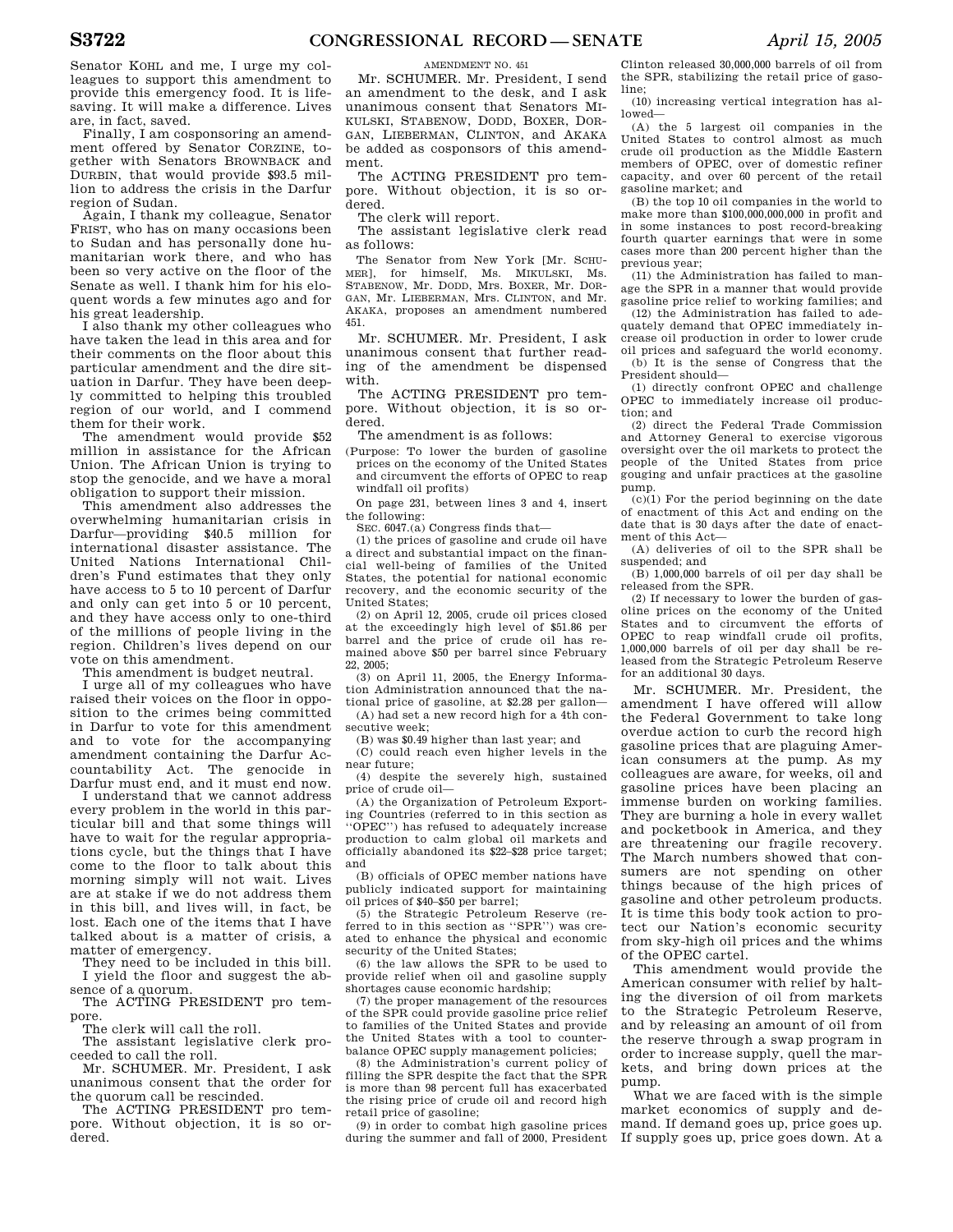Senator KOHL and me, I urge my colleagues to support this amendment to provide this emergency food. It is lifesaving. It will make a difference. Lives are, in fact, saved.

Finally, I am cosponsoring an amendment offered by Senator CORZINE, together with Senators BROWNBACK and DURBIN, that would provide $93.5 million to address the crisis in the Darfur region of Sudan.

Again, I thank my colleague, Senator FRIST, who has on many occasions been to Sudan and has personally done humanitarian work there, and who has been so very active on the floor of the Senate as well. I thank him for his eloquent words a few minutes ago and for his great leadership.

I also thank my other colleagues who have taken the lead in this area and for their comments on the floor about this particular amendment and the dire situation in Darfur. They have been deeply committed to helping this troubled region of our world, and I commend them for their work.

The amendment would provide $52 million in assistance for the African Union. The African Union is trying to stop the genocide, and we have a moral obligation to support their mission.

This amendment also addresses the overwhelming humanitarian crisis in Darfur—providing $40.5 million for international disaster assistance. The United Nations International Children's Fund estimates that they only have access to 5 to 10 percent of Darfur and they only can get into 5 or 10 percent, and they have access only to one-third of the millions of people living in the region. Children's lives depend on our vote on this amendment.

This amendment is budget neutral.

I urge all of my colleagues who have raised their voices on the floor in opposition to the crimes being committed in Darfur to vote for this amendment and to vote for the accompanying amendment containing the Darfur Accountability Act. The genocide in Darfur must end, and it must end now.

I understand that we cannot address every problem in the world in this particular bill and that some things will have to wait for the regular appropriations cycle, but the things that I have come to the floor to talk about this morning simply will not wait. Lives are at stake if we do not address them in this bill, and lives will, in fact, be lost. Each one of the items that I have talked about is a matter of crisis, a matter of emergency.

They need to be included in this bill.

I yield the floor and suggest the absence of a quorum.

The ACTING PRESIDENT pro tempore. The clerk will call the roll.

The assistant legislative clerk proceeded to call the roll.

Mr. SCHUMER. Mr. President, I ask unanimous consent that the order for the quorum call be rescinded.

The ACTING PRESIDENT pro tempore. Without objection, it is so ordered.

AMENDMENT NO. 451

Mr. SCHUMER. Mr. President, I send an amendment to the desk, and I ask unanimous consent that Senators MIKULSKI, STABENOW, DODD, BOXER, DORGAN, LIEBERMAN, CLINTON, and AKAKA be added as cosponsors of this amendment.

The ACTING PRESIDENT pro tempore. Without objection, it is so ordered.

The clerk will report.

The assistant legislative clerk read as follows:

The Senator from New York [Mr. SCHUMER], for himself, Ms. MIKULSKI, Ms. STABENOW, Mr. DODD, Mrs. BOXER, Mr. DORGAN, Mr. LIEBERMAN, Mrs. CLINTON, and Mr. AKAKA, proposes an amendment numbered 451.

Mr. SCHUMER. Mr. President, I ask unanimous consent that further reading of the amendment be dispensed with.

The ACTING PRESIDENT pro tempore. Without objection, it is so ordered.

The amendment is as follows:

(Purpose: To lower the burden of gasoline prices on the economy of the United States and circumvent the efforts of OPEC to reap windfall oil profits)

On page 231, between lines 3 and 4, insert the following:

SEC. 6047.(a) Congress finds that—

(1) the prices of gasoline and crude oil have a direct and substantial impact on the financial well-being of families of the United States, the potential for national economic recovery, and the economic security of the United States;

(2) on April 12, 2005, crude oil prices closed at the exceedingly high level of $51.86 per barrel and the price of crude oil has remained above $50 per barrel since February 22, 2005;

(3) on April 11, 2005, the Energy Information Administration announced that the national price of gasoline, at $2.28 per gallon—

(A) had set a new record high for a 4th consecutive week;

(B) was $0.49 higher than last year; and

(C) could reach even higher levels in the near future;

(4) despite the severely high, sustained price of crude oil—

(A) the Organization of Petroleum Exporting Countries (referred to in this section as "OPEC") has refused to adequately increase production to calm global oil markets and officially abandoned its $22–$28 price target; and

(B) officials of OPEC member nations have publicly indicated support for maintaining oil prices of $40–$50 per barrel;

(5) the Strategic Petroleum Reserve (referred to in this section as "SPR") was created to enhance the physical and economic security of the United States;

(6) the law allows the SPR to be used to provide relief when oil and gasoline supply shortages cause economic hardship;

(7) the proper management of the resources of the SPR could provide gasoline price relief to families of the United States and provide the United States with a tool to counterbalance OPEC supply management policies;

(8) the Administration's current policy of filling the SPR despite the fact that the SPR is more than 98 percent full has exacerbated the rising price of crude oil and record high retail price of gasoline;

(9) in order to combat high gasoline prices during the summer and fall of 2000, President Clinton released 30,000,000 barrels of oil from the SPR, stabilizing the retail price of gasoline;

(10) increasing vertical integration has allowed—

(A) the 5 largest oil companies in the United States to control almost as much crude oil production as the Middle Eastern members of OPEC, over of domestic refiner capacity, and over 60 percent of the retail gasoline market; and

(B) the top 10 oil companies in the world to make more than $100,000,000,000 in profit and in some instances to post record-breaking fourth quarter earnings that were in some cases more than 200 percent higher than the previous year;

(11) the Administration has failed to manage the SPR in a manner that would provide gasoline price relief to working families; and

(12) the Administration has failed to adequately demand that OPEC immediately increase oil production in order to lower crude oil prices and safeguard the world economy.

(b) It is the sense of Congress that the President should—

(1) directly confront OPEC and challenge OPEC to immediately increase oil production; and

(2) direct the Federal Trade Commission and Attorney General to exercise vigorous oversight over the oil markets to protect the people of the United States from price gouging and unfair practices at the gasoline pump.

(c)(1) For the period beginning on the date of enactment of this Act and ending on the date that is 30 days after the date of enactment of this Act—

(A) deliveries of oil to the SPR shall be suspended; and

(B) 1,000,000 barrels of oil per day shall be released from the SPR.

(2) If necessary to lower the burden of gasoline prices on the economy of the United States and to circumvent the efforts of OPEC to reap windfall crude oil profits, 1,000,000 barrels of oil per day shall be released from the Strategic Petroleum Reserve for an additional 30 days.

Mr. SCHUMER. Mr. President, the amendment I have offered will allow the Federal Government to take long overdue action to curb the record high gasoline prices that are plaguing American consumers at the pump. As my colleagues are aware, for weeks, oil and gasoline prices have been placing an immense burden on working families. They are burning a hole in every wallet and pocketbook in America, and they are threatening our fragile recovery. The March numbers showed that consumers are not spending on other things because of the high prices of gasoline and other petroleum products. It is time this body took action to protect our Nation's economic security from sky-high oil prices and the whims of the OPEC cartel.

This amendment would provide the American consumer with relief by halting the diversion of oil from markets to the Strategic Petroleum Reserve, and by releasing an amount of oil from the reserve through a swap program in order to increase supply, quell the markets, and bring down prices at the pump.

What we are faced with is the simple market economics of supply and demand. If demand goes up, price goes up. If supply goes up, price goes down. At a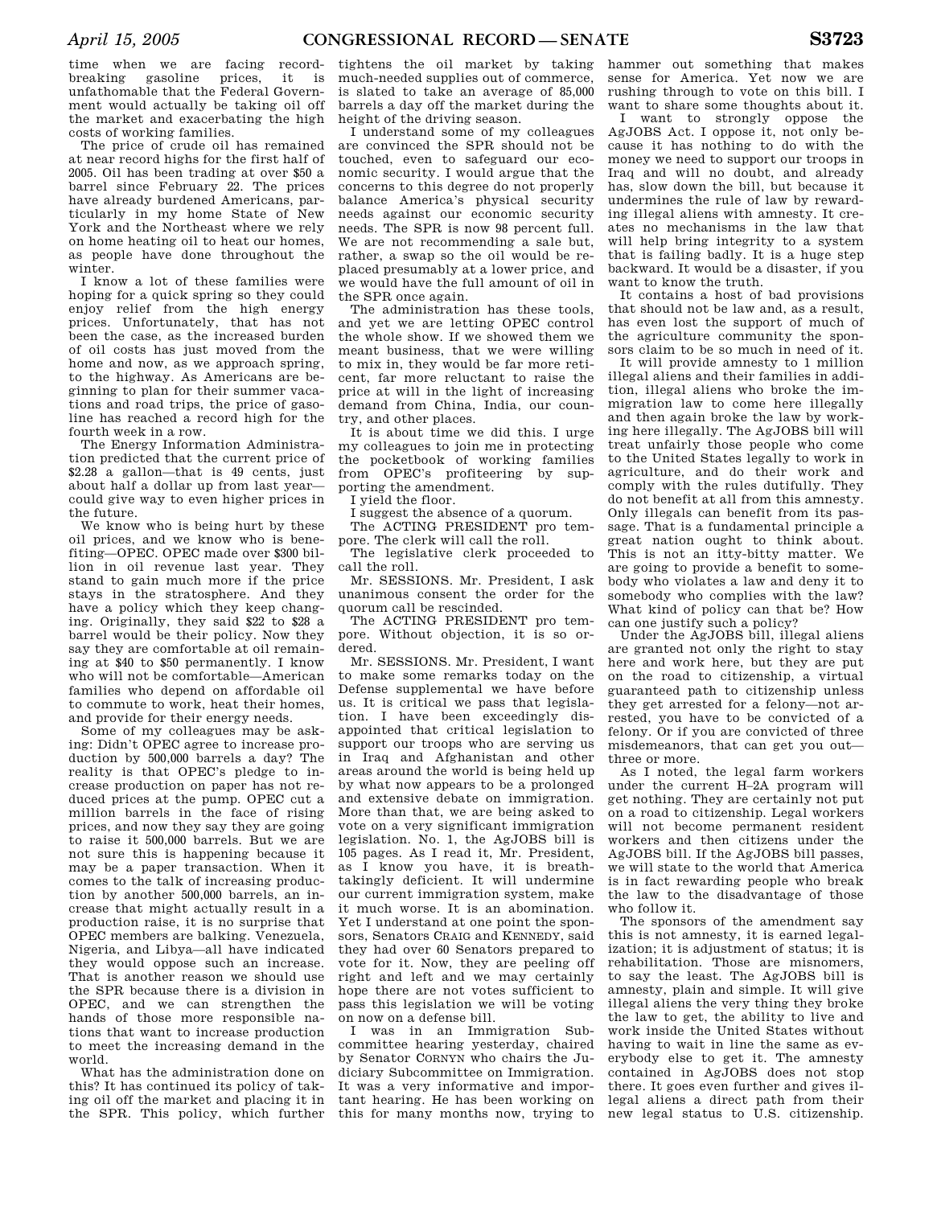time when we are facing record-breaking gasoline prices, it is unfathomable that the Federal Government would actually be taking oil off the market and exacerbating the high costs of working families.

The price of crude oil has remained at near record highs for the first half of 2005. Oil has been trading at over $50 a barrel since February 22. The prices have already burdened Americans, particularly in my home State of New York and the Northeast where we rely on home heating oil to heat our homes, as people have done throughout the winter.

I know a lot of these families were hoping for a quick spring so they could enjoy relief from the high energy prices. Unfortunately, that has not been the case, as the increased burden of oil costs has just moved from the home and now, as we approach spring, to the highway. As Americans are beginning to plan for their summer vacations and road trips, the price of gasoline has reached a record high for the fourth week in a row.

The Energy Information Administration predicted that the current price of $2.28 a gallon—that is 49 cents, just about half a dollar up from last year—could give way to even higher prices in the future.

We know who is being hurt by these oil prices, and we know who is benefiting—OPEC. OPEC made over $300 billion in oil revenue last year. They stand to gain much more if the price stays in the stratosphere. And they have a policy which they keep changing. Originally, they said $22 to $28 a barrel would be their policy. Now they say they are comfortable at oil remaining at $40 to $50 permanently. I know who will not be comfortable—American families who depend on affordable oil to commute to work, heat their homes, and provide for their energy needs.

Some of my colleagues may be asking: Didn't OPEC agree to increase production by 500,000 barrels a day? The reality is that OPEC's pledge to increase production on paper has not reduced prices at the pump. OPEC cut a million barrels in the face of rising prices, and now they say they are going to raise it 500,000 barrels. But we are not sure this is happening because it may be a paper transaction. When it comes to the talk of increasing production by another 500,000 barrels, an increase that might actually result in a production raise, it is no surprise that OPEC members are balking. Venezuela, Nigeria, and Libya—all have indicated they would oppose such an increase. That is another reason we should use the SPR because there is a division in OPEC, and we can strengthen the hands of those more responsible nations that want to increase production to meet the increasing demand in the world.

What has the administration done on this? It has continued its policy of taking oil off the market and placing it in the SPR. This policy, which further tightens the oil market by taking much-needed supplies out of commerce, is slated to take an average of 85,000 barrels a day off the market during the height of the driving season.

I understand some of my colleagues are convinced the SPR should not be touched, even to safeguard our economic security. I would argue that the concerns to this degree do not properly balance America's physical security needs against our economic security needs. The SPR is now 98 percent full. We are not recommending a sale but, rather, a swap so the oil would be replaced presumably at a lower price, and we would have the full amount of oil in the SPR once again.

The administration has these tools, and yet we are letting OPEC control the whole show. If we showed them we meant business, that we were willing to mix in, they would be far more reticent, far more reluctant to raise the price at will in the light of increasing demand from China, India, our country, and other places.

It is about time we did this. I urge my colleagues to join me in protecting the pocketbook of working families from OPEC's profiteering by supporting the amendment.

I yield the floor.

I suggest the absence of a quorum.

The ACTING PRESIDENT pro tempore. The clerk will call the roll.

The legislative clerk proceeded to call the roll.

Mr. SESSIONS. Mr. President, I ask unanimous consent the order for the quorum call be rescinded.

The ACTING PRESIDENT pro tempore. Without objection, it is so ordered.

Mr. SESSIONS. Mr. President, I want to make some remarks today on the Defense supplemental we have before us. It is critical we pass that legislation. I have been exceedingly disappointed that critical legislation to support our troops who are serving us in Iraq and Afghanistan and other areas around the world is being held up by what now appears to be a prolonged and extensive debate on immigration. More than that, we are being asked to vote on a very significant immigration legislation. No. 1, the AgJOBS bill is 105 pages. As I read it, Mr. President, as I know you have, it is breathtakingly deficient. It will undermine our current immigration system, make it much worse. It is an abomination. Yet I understand at one point the sponsors, Senators CRAIG and KENNEDY, said they had over 60 Senators prepared to vote for it. Now, they are peeling off right and left and we may certainly hope there are not votes sufficient to pass this legislation we will be voting on now on a defense bill.

I was in an Immigration Subcommittee hearing yesterday, chaired by Senator CORNYN who chairs the Judiciary Subcommittee on Immigration. It was a very informative and important hearing. He has been working on this for many months now, trying to hammer out something that makes sense for America. Yet now we are rushing through to vote on this bill. I want to share some thoughts about it.

I want to strongly oppose the AgJOBS Act. I oppose it, not only because it has nothing to do with the money we need to support our troops in Iraq and will no doubt, and already has, slow down the bill, but because it undermines the rule of law by rewarding illegal aliens with amnesty. It creates no mechanisms in the law that will help bring integrity to a system that is failing badly. It is a huge step backward. It would be a disaster, if you want to know the truth.

It contains a host of bad provisions that should not be law and, as a result, has even lost the support of much of the agriculture community the sponsors claim to be so much in need of it.

It will provide amnesty to 1 million illegal aliens and their families in addition, illegal aliens who broke the immigration law to come here illegally and then again broke the law by working here illegally. The AgJOBS bill will treat unfairly those people who come to the United States legally to work in agriculture, and do their work and comply with the rules dutifully. They do not benefit at all from this amnesty. Only illegals can benefit from its passage. That is a fundamental principle a great nation ought to think about. This is not an itty-bitty matter. We are going to provide a benefit to somebody who violates a law and deny it to somebody who complies with the law? What kind of policy can that be? How can one justify such a policy?

Under the AgJOBS bill, illegal aliens are granted not only the right to stay here and work here, but they are put on the road to citizenship, a virtual guaranteed path to citizenship unless they get arrested for a felony—not arrested, you have to be convicted of a felony. Or if you are convicted of three misdemeanors, that can get you out—three or more.

As I noted, the legal farm workers under the current H–2A program will get nothing. They are certainly not put on a road to citizenship. Legal workers will not become permanent resident workers and then citizens under the AgJOBS bill. If the AgJOBS bill passes, we will state to the world that America is in fact rewarding people who break the law to the disadvantage of those who follow it.

The sponsors of the amendment say this is not amnesty, it is earned legalization; it is adjustment of status; it is rehabilitation. Those are misnomers, to say the least. The AgJOBS bill is amnesty, plain and simple. It will give illegal aliens the very thing they broke the law to get, the ability to live and work inside the United States without having to wait in line the same as everybody else to get it. The amnesty contained in AgJOBS does not stop there. It goes even further and gives illegal aliens a direct path from their new legal status to U.S. citizenship.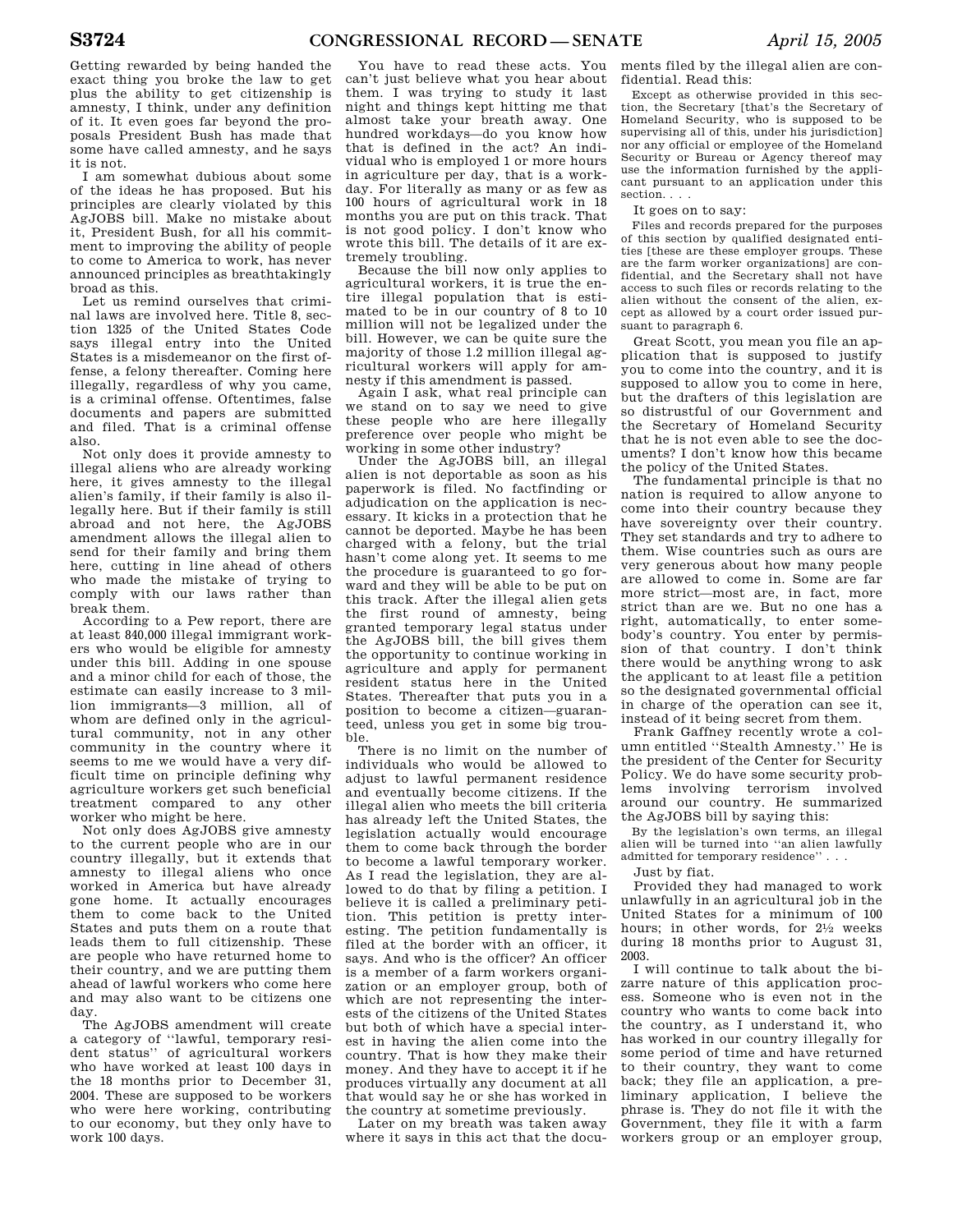Getting rewarded by being handed the exact thing you broke the law to get plus the ability to get citizenship is amnesty, I think, under any definition of it. It even goes far beyond the proposals President Bush has made that some have called amnesty, and he says it is not.

I am somewhat dubious about some of the ideas he has proposed. But his principles are clearly violated by this AgJOBS bill. Make no mistake about it, President Bush, for all his commitment to improving the ability of people to come to America to work, has never announced principles as breathtakingly broad as this.

Let us remind ourselves that criminal laws are involved here. Title 8, section 1325 of the United States Code says illegal entry into the United States is a misdemeanor on the first offense, a felony thereafter. Coming here illegally, regardless of why you came, is a criminal offense. Oftentimes, false documents and papers are submitted and filed. That is a criminal offense also.

Not only does it provide amnesty to illegal aliens who are already working here, it gives amnesty to the illegal alien's family, if their family is also illegally here. But if their family is still abroad and not here, the AgJOBS amendment allows the illegal alien to send for their family and bring them here, cutting in line ahead of others who made the mistake of trying to comply with our laws rather than break them.

According to a Pew report, there are at least 840,000 illegal immigrant workers who would be eligible for amnesty under this bill. Adding in one spouse and a minor child for each of those, the estimate can easily increase to 3 million immigrants—3 million, all of whom are defined only in the agricultural community, not in any other community in the country where it seems to me we would have a very difficult time on principle defining why agriculture workers get such beneficial treatment compared to any other worker who might be here.

Not only does AgJOBS give amnesty to the current people who are in our country illegally, but it extends that amnesty to illegal aliens who once worked in America but have already gone home. It actually encourages them to come back to the United States and puts them on a route that leads them to full citizenship. These are people who have returned home to their country, and we are putting them ahead of lawful workers who come here and may also want to be citizens one day.

The AgJOBS amendment will create a category of "lawful, temporary resident status" of agricultural workers who have worked at least 100 days in the 18 months prior to December 31, 2004. These are supposed to be workers who were here working, contributing to our economy, but they only have to work 100 days.

You have to read these acts. You can't just believe what you hear about them. I was trying to study it last night and things kept hitting me that almost take your breath away. One hundred workdays—do you know how that is defined in the act? An individual who is employed 1 or more hours in agriculture per day, that is a workday. For literally as many or as few as 100 hours of agricultural work in 18 months you are put on this track. That is not good policy. I don't know who wrote this bill. The details of it are extremely troubling.

Because the bill now only applies to agricultural workers, it is true the entire illegal population that is estimated to be in our country of 8 to 10 million will not be legalized under the bill. However, we can be quite sure the majority of those 1.2 million illegal agricultural workers will apply for amnesty if this amendment is passed.

Again I ask, what real principle can we stand on to say we need to give these people who are here illegally preference over people who might be working in some other industry?

Under the AgJOBS bill, an illegal alien is not deportable as soon as his paperwork is filed. No factfinding or adjudication on the application is necessary. It kicks in a protection that he cannot be deported. Maybe he has been charged with a felony, but the trial hasn't come along yet. It seems to me the procedure is guaranteed to go forward and they will be able to be put on this track. After the illegal alien gets the first round of amnesty, being granted temporary legal status under the AgJOBS bill, the bill gives them the opportunity to continue working in agriculture and apply for permanent resident status here in the United States. Thereafter that puts you in a position to become a citizen—guaranteed, unless you get in some big trouble.

There is no limit on the number of individuals who would be allowed to adjust to lawful permanent residence and eventually become citizens. If the illegal alien who meets the bill criteria has already left the United States, the legislation actually would encourage them to come back through the border to become a lawful temporary worker. As I read the legislation, they are allowed to do that by filing a petition. I believe it is called a preliminary petition. This petition is pretty interesting. The petition fundamentally is filed at the border with an officer, it says. And who is the officer? An officer is a member of a farm workers organization or an employer group, both of which are not representing the interests of the citizens of the United States but both of which have a special interest in having the alien come into the country. That is how they make their money. And they have to accept it if he produces virtually any document at all that would say he or she has worked in the country at sometime previously.

Later on my breath was taken away where it says in this act that the documents filed by the illegal alien are confidential. Read this:

> Except as otherwise provided in this section, the Secretary [that's the Secretary of Homeland Security, who is supposed to be supervising all of this, under his jurisdiction] nor any official or employee of the Homeland Security or Bureau or Agency thereof may use the information furnished by the applicant pursuant to an application under this section. . . .

It goes on to say:

> Files and records prepared for the purposes of this section by qualified designated entities [these are these employer groups. These are the farm worker organizations] are confidential, and the Secretary shall not have access to such files or records relating to the alien without the consent of the alien, except as allowed by a court order issued pursuant to paragraph 6.

Great Scott, you mean you file an application that is supposed to justify you to come into the country, and it is supposed to allow you to come in here, but the drafters of this legislation are so distrustful of our Government and the Secretary of Homeland Security that he is not even able to see the documents? I don't know how this became the policy of the United States.

The fundamental principle is that no nation is required to allow anyone to come into their country because they have sovereignty over their country. They set standards and try to adhere to them. Wise countries such as ours are very generous about how many people are allowed to come in. Some are far more strict—most are, in fact, more strict than are we. But no one has a right, automatically, to enter somebody's country. You enter by permission of that country. I don't think there would be anything wrong to ask the applicant to at least file a petition so the designated governmental official in charge of the operation can see it, instead of it being secret from them.

Frank Gaffney recently wrote a column entitled "Stealth Amnesty." He is the president of the Center for Security Policy. We do have some security problems involving terrorism involved around our country. He summarized the AgJOBS bill by saying this:

> By the legislation's own terms, an illegal alien will be turned into "an alien lawfully admitted for temporary residence" . . .

Just by fiat.

Provided they had managed to work unlawfully in an agricultural job in the United States for a minimum of 100 hours; in other words, for 2½ weeks during 18 months prior to August 31, 2003.

I will continue to talk about the bizarre nature of this application process. Someone who is even not in the country who wants to come back into the country, as I understand it, who has worked in our country illegally for some period of time and have returned to their country, they want to come back; they file an application, a preliminary application, I believe the phrase is. They do not file it with the Government, they file it with a farm workers group or an employer group,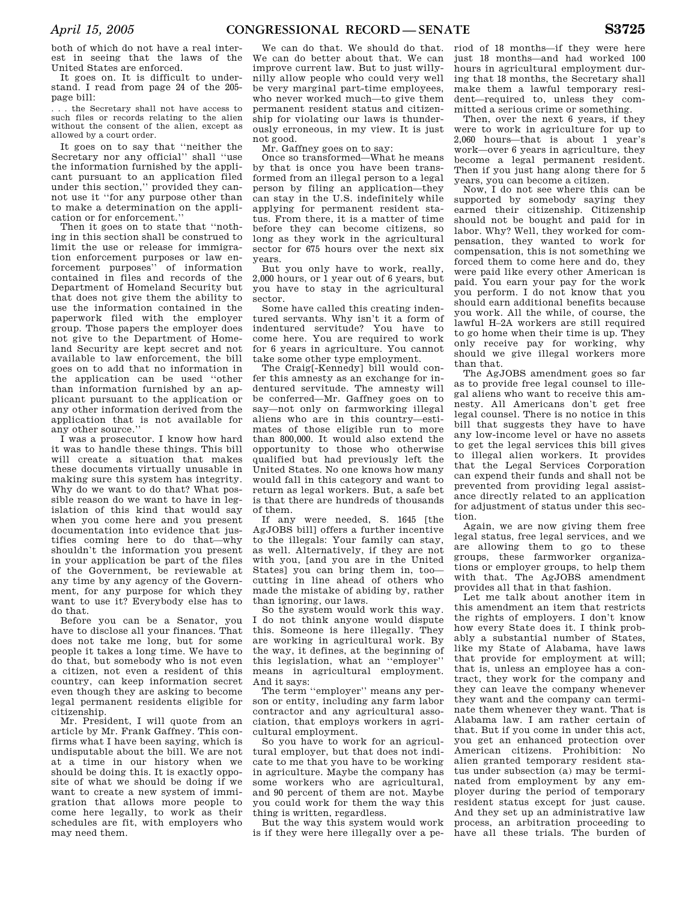both of which do not have a real interest in seeing that the laws of the United States are enforced.

It goes on. It is difficult to understand. I read from page 24 of the 205-page bill:

> . . . the Secretary shall not have access to such files or records relating to the alien without the consent of the alien, except as allowed by a court order.

It goes on to say that "neither the Secretary nor any official" shall "use the information furnished by the applicant pursuant to an application filed under this section," provided they cannot use it "for any purpose other than to make a determination on the application or for enforcement."

Then it goes on to state that "nothing in this section shall be construed to limit the use or release for immigration enforcement purposes or law enforcement purposes" of information contained in files and records of the Department of Homeland Security but that does not give them the ability to use the information contained in the paperwork filed with the employer group. Those papers the employer does not give to the Department of Homeland Security are kept secret and not available to law enforcement, the bill goes on to add that no information in the application can be used "other than information furnished by an applicant pursuant to the application or any other information derived from the application that is not available for any other source."

I was a prosecutor. I know how hard it was to handle these things. This bill will create a situation that makes these documents virtually unusable in making sure this system has integrity. Why do we want to do that? What possible reason do we want to have in legislation of this kind that would say when you come here and you present documentation into evidence that justifies coming here to do that—why shouldn't the information you present in your application be part of the files of the Government, be reviewable at any time by any agency of the Government, for any purpose for which they want to use it? Everybody else has to do that.

Before you can be a Senator, you have to disclose all your finances. That does not take me long, but for some people it takes a long time. We have to do that, but somebody who is not even a citizen, not even a resident of this country, can keep information secret even though they are asking to become legal permanent residents eligible for citizenship.

Mr. President, I will quote from an article by Mr. Frank Gaffney. This confirms what I have been saying, which is undisputable about the bill. We are not at a time in our history when we should be doing this. It is exactly opposite of what we should be doing if we want to create a new system of immigration that allows more people to come here legally, to work as their schedules are fit, with employers who may need them.

We can do that. We should do that. We can do better about that. We can improve current law. But to just willy-nilly allow people who could very well be very marginal part-time employees, who never worked much—to give them permanent resident status and citizenship for violating our laws is thunderously erroneous, in my view. It is just not good.

Mr. Gaffney goes on to say:

Once so transformed—What he means by that is once you have been transformed from an illegal person to a legal person by filing an application—they can stay in the U.S. indefinitely while applying for permanent resident status. From there, it is a matter of time before they can become citizens, so long as they work in the agricultural sector for 675 hours over the next six years.

But you only have to work, really, 2,000 hours, or 1 year out of 6 years, but you have to stay in the agricultural sector.

Some have called this creating indentured servants. Why isn't it a form of indentured servitude? You have to come here. You are required to work for 6 years in agriculture. You cannot take some other type employment.

The Craig[-Kennedy] bill would confer this amnesty as an exchange for indentured servitude. The amnesty will be conferred—Mr. Gaffney goes on to say—not only on farmworking illegal aliens who are in this country—estimates of those eligible run to more than 800,000. It would also extend the opportunity to those who otherwise qualified but had previously left the United States. No one knows how many would fall in this category and want to return as legal workers. But, a safe bet is that there are hundreds of thousands of them.

If any were needed, S. 1645 [the AgJOBS bill] offers a further incentive to the illegals: Your family can stay, as well. Alternatively, if they are not with you, [and you are in the United States] you can bring them in, too—cutting in line ahead of others who made the mistake of abiding by, rather than ignoring, our laws.

So the system would work this way. I do not think anyone would dispute this. Someone is here illegally. They are working in agricultural work. By the way, it defines, at the beginning of this legislation, what an "employer" means in agricultural employment. And it says:

> The term "employer" means any person or entity, including any farm labor contractor and any agricultural association, that employs workers in agricultural employment.

So you have to work for an agricultural employer, but that does not indicate to me that you have to be working in agriculture. Maybe the company has some workers who are agricultural, and 90 percent of them are not. Maybe you could work for them the way this thing is written, regardless.

But the way this system would work is if they were here illegally over a period of 18 months—if they were here just 18 months—and had worked 100 hours in agricultural employment during that 18 months, the Secretary shall make them a lawful temporary resident—required to, unless they committed a serious crime or something.

Then, over the next 6 years, if they were to work in agriculture for up to 2,060 hours—that is about 1 year's work—over 6 years in agriculture, they become a legal permanent resident. Then if you just hang along there for 5 years, you can become a citizen.

Now, I do not see where this can be supported by somebody saying they earned their citizenship. Citizenship should not be bought and paid for in labor. Why? Well, they worked for compensation, they wanted to work for compensation, this is not something we forced them to come here and do, they were paid like every other American is paid. You earn your pay for the work you perform. I do not know that you should earn additional benefits because you work. All the while, of course, the lawful H–2A workers are still required to go home when their time is up. They only receive pay for working, why should we give illegal workers more than that.

The AgJOBS amendment goes so far as to provide free legal counsel to illegal aliens who want to receive this amnesty. All Americans don't get free legal counsel. There is no notice in this bill that suggests they have to have any low-income level or have no assets to get the legal services this bill gives to illegal alien workers. It provides that the Legal Services Corporation can expend their funds and shall not be prevented from providing legal assistance directly related to an application for adjustment of status under this section.

Again, we are now giving them free legal status, free legal services, and we are allowing them to go to these groups, these farmworker organizations or employer groups, to help them with that. The AgJOBS amendment provides all that in that fashion.

Let me talk about another item in this amendment an item that restricts the rights of employers. I don't know how every State does it. I think probably a substantial number of States, like my State of Alabama, have laws that provide for employment at will; that is, unless an employee has a contract, they work for the company and they can leave the company whenever they want and the company can terminate them whenever they want. That is Alabama law. I am rather certain of that. But if you come in under this act, you get an enhanced protection over American citizens. Prohibition: No alien granted temporary resident status under subsection (a) may be terminated from employment by any employer during the period of temporary resident status except for just cause. And they set up an administrative law process, an arbitration proceeding to have all these trials. The burden of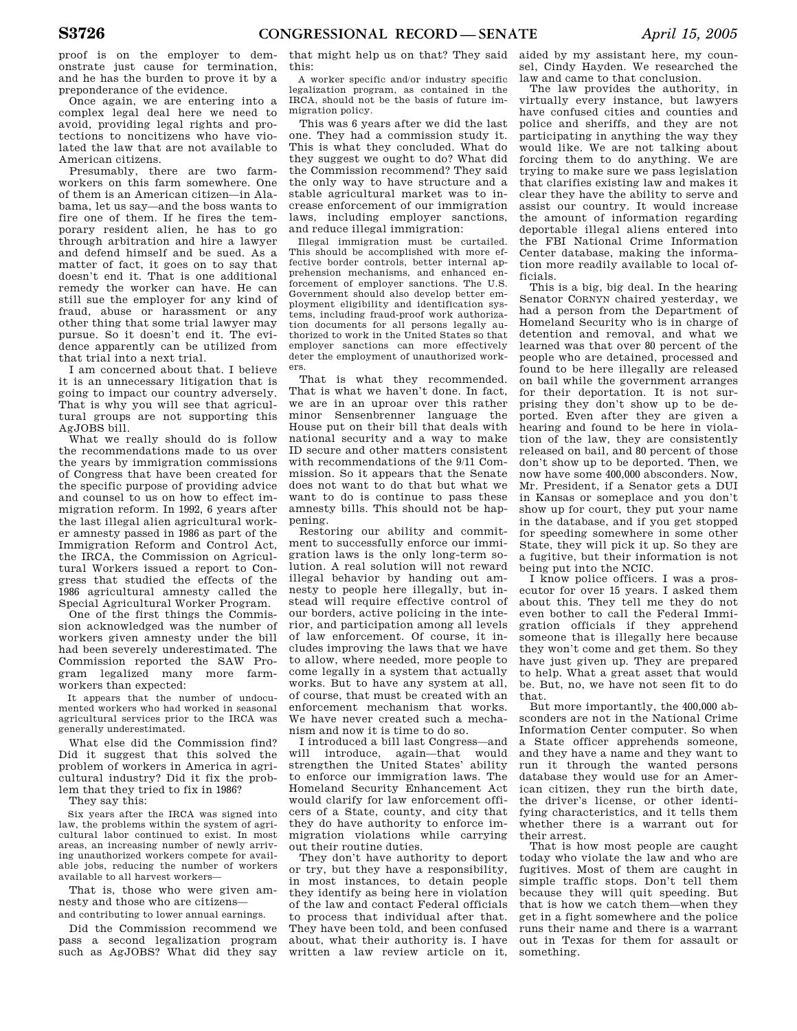proof is on the employer to demonstrate just cause for termination, and he has the burden to prove it by a preponderance of the evidence.

Once again, we are entering into a complex legal deal here we need to avoid, providing legal rights and protections to noncitizens who have violated the law that are not available to American citizens.

Presumably, there are two farmworkers on this farm somewhere. One of them is an American citizen—in Alabama, let us say—and the boss wants to fire one of them. If he fires the temporary resident alien, he has to go through arbitration and hire a lawyer and defend himself and be sued. As a matter of fact, it goes on to say that doesn't end it. That is one additional remedy the worker can have. He can still sue the employer for any kind of fraud, abuse or harassment or any other thing that some trial lawyer may pursue. So it doesn't end it. The evidence apparently can be utilized from that trial into a next trial.

I am concerned about that. I believe it is an unnecessary litigation that is going to impact our country adversely. That is why you will see that agricultural groups are not supporting this AgJOBS bill.

What we really should do is follow the recommendations made to us over the years by immigration commissions of Congress that have been created for the specific purpose of providing advice and counsel to us on how to effect immigration reform. In 1992, 6 years after the last illegal alien agricultural worker amnesty passed in 1986 as part of the Immigration Reform and Control Act, the IRCA, the Commission on Agricultural Workers issued a report to Congress that studied the effects of the 1986 agricultural amnesty called the Special Agricultural Worker Program.

One of the first things the Commission acknowledged was the number of workers given amnesty under the bill had been severely underestimated. The Commission reported the SAW Program legalized many more farmworkers than expected:

> It appears that the number of undocumented workers who had worked in seasonal agricultural services prior to the IRCA was generally underestimated.

What else did the Commission find? Did it suggest that this solved the problem of workers in America in agricultural industry? Did it fix the problem that they tried to fix in 1986?

They say this:

> Six years after the IRCA was signed into law, the problems within the system of agricultural labor continued to exist. In most areas, an increasing number of newly arriving unauthorized workers compete for available jobs, reducing the number of workers available to all harvest workers—

That is, those who were given amnesty and those who are citizens—

> and contributing to lower annual earnings.

Did the Commission recommend we pass a second legalization program such as AgJOBS? What did they say that might help us on that? They said this:

> A worker specific and/or industry specific legalization program, as contained in the IRCA, should not be the basis of future immigration policy.

This was 6 years after we did the last one. They had a commission study it. This is what they concluded. What do they suggest we ought to do? What did the Commission recommend? They said the only way to have structure and a stable agricultural market was to increase enforcement of our immigration laws, including employer sanctions, and reduce illegal immigration:

> Illegal immigration must be curtailed. This should be accomplished with more effective border controls, better internal apprehension mechanisms, and enhanced enforcement of employer sanctions. The U.S. Government should also develop better employment eligibility and identification systems, including fraud-proof work authorization documents for all persons legally authorized to work in the United States so that employer sanctions can more effectively deter the employment of unauthorized workers.

That is what they recommended. That is what we haven't done. In fact, we are in an uproar over this rather minor Sensenbrenner language the House put on their bill that deals with national security and a way to make ID secure and other matters consistent with recommendations of the 9/11 Commission. So it appears that the Senate does not want to do that but what we want to do is continue to pass these amnesty bills. This should not be happening.

Restoring our ability and commitment to successfully enforce our immigration laws is the only long-term solution. A real solution will not reward illegal behavior by handing out amnesty to people here illegally, but instead will require effective control of our borders, active policing in the interior, and participation among all levels of law enforcement. Of course, it includes improving the laws that we have to allow, where needed, more people to come legally in a system that actually works. But to have any system at all, of course, that must be created with an enforcement mechanism that works. We have never created such a mechanism and now it is time to do so.

I introduced a bill last Congress—and will introduce, again—that would strengthen the United States' ability to enforce our immigration laws. The Homeland Security Enhancement Act would clarify for law enforcement officers of a State, county, and city that they do have authority to enforce immigration violations while carrying out their routine duties.

They don't have authority to deport or try, but they have a responsibility, in most instances, to detain people they identify as being here in violation of the law and contact Federal officials to process that individual after that. They have been told, and been confused about, what their authority is. I have written a law review article on it, aided by my assistant here, my counsel, Cindy Hayden. We researched the law and came to that conclusion.

The law provides the authority, in virtually every instance, but lawyers have confused cities and counties and police and sheriffs, and they are not participating in anything the way they would like. We are not talking about forcing them to do anything. We are trying to make sure we pass legislation that clarifies existing law and makes it clear they have the ability to serve and assist our country. It would increase the amount of information regarding deportable illegal aliens entered into the FBI National Crime Information Center database, making the information more readily available to local officials.

This is a big, big deal. In the hearing Senator CORNYN chaired yesterday, we had a person from the Department of Homeland Security who is in charge of detention and removal, and what we learned was that over 80 percent of the people who are detained, processed and found to be here illegally are released on bail while the government arranges for their deportation. It is not surprising they don't show up to be deported. Even after they are given a hearing and found to be in violation of the law, they are consistently released on bail, and 80 percent of those don't show up to be deported. Then, we now have some 400,000 absconders. Now, Mr. President, if a Senator gets a DUI in Kansas or someplace and you don't show up for court, they put your name in the database, and if you get stopped for speeding somewhere in some other State, they will pick it up. So they are a fugitive, but their information is not being put into the NCIC.

I know police officers. I was a prosecutor for over 15 years. I asked them about this. They tell me they do not even bother to call the Federal Immigration officials if they apprehend someone that is illegally here because they won't come and get them. So they have just given up. They are prepared to help. What a great asset that would be. But, no, we have not seen fit to do that.

But more importantly, the 400,000 absconders are not in the National Crime Information Center computer. So when a State officer apprehends someone, and they have a name and they want to run it through the wanted persons database they would use for an American citizen, they run the birth date, the driver's license, or other identifying characteristics, and it tells them whether there is a warrant out for their arrest.

That is how most people are caught today who violate the law and who are fugitives. Most of them are caught in simple traffic stops. Don't tell them because they will quit speeding. But that is how we catch them—when they get in a fight somewhere and the police runs their name and there is a warrant out in Texas for them for assault or something.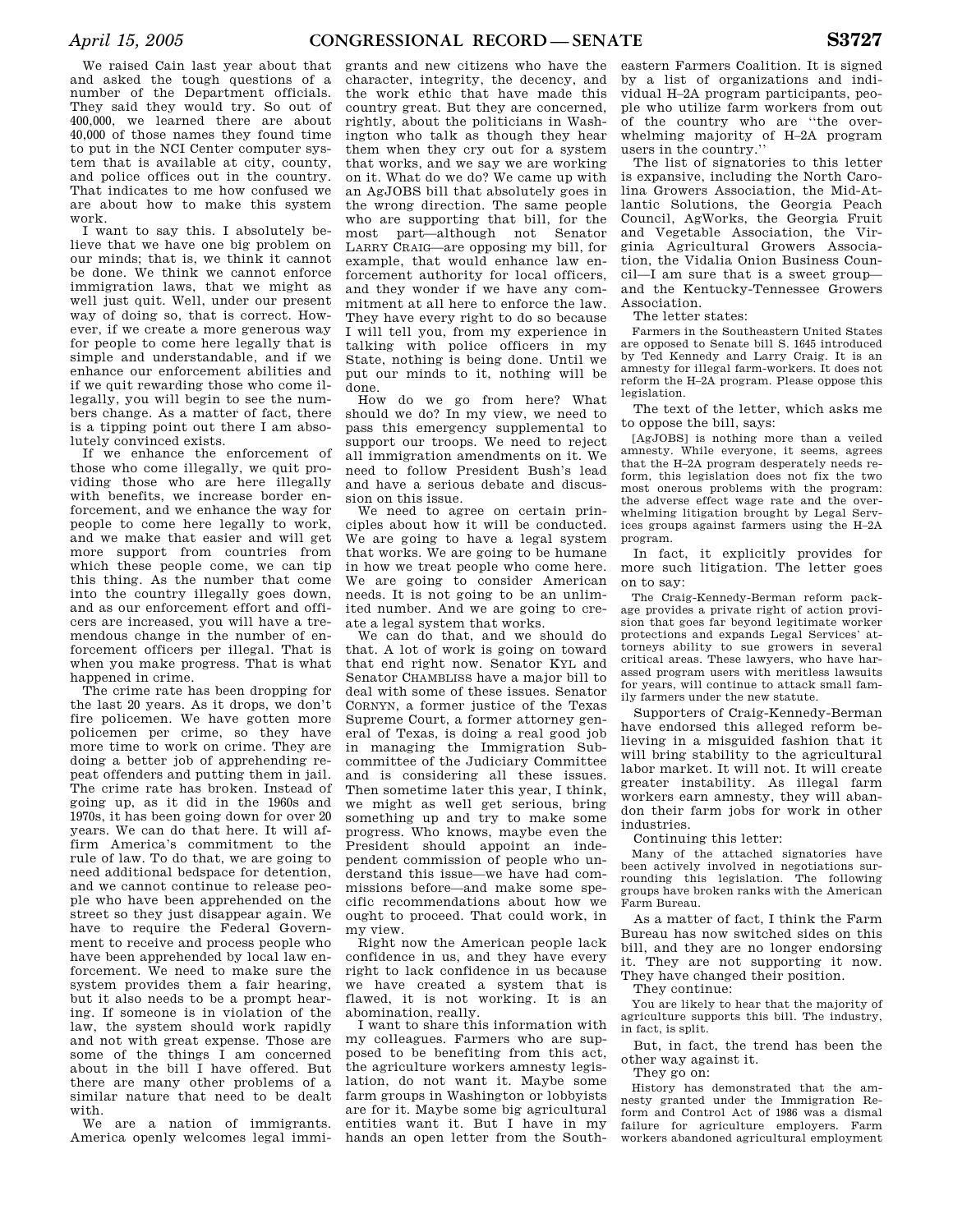We raised Cain last year about that and asked the tough questions of a number of the Department officials. They said they would try. So out of 400,000, we learned there are about 40,000 of those names they found time to put in the NCI Center computer system that is available at city, county, and police offices out in the country. That indicates to me how confused we are about how to make this system work.

I want to say this. I absolutely believe that we have one big problem on our minds; that is, we think it cannot be done. We think we cannot enforce immigration laws, that we might as well just quit. Well, under our present way of doing so, that is correct. However, if we create a more generous way for people to come here legally that is simple and understandable, and if we enhance our enforcement abilities and if we quit rewarding those who come illegally, you will begin to see the numbers change. As a matter of fact, there is a tipping point out there I am absolutely convinced exists.

If we enhance the enforcement of those who come illegally, we quit providing those who are here illegally with benefits, we increase border enforcement, and we enhance the way for people to come here legally to work, and we make that easier and will get more support from countries from which these people come, we can tip this thing. As the number that come into the country illegally goes down, and as our enforcement effort and officers are increased, you will have a tremendous change in the number of enforcement officers per illegal. That is when you make progress. That is what happened in crime.

The crime rate has been dropping for the last 20 years. As it drops, we don't fire policemen. We have gotten more policemen per crime, so they have more time to work on crime. They are doing a better job of apprehending repeat offenders and putting them in jail. The crime rate has broken. Instead of going up, as it did in the 1960s and 1970s, it has been going down for over 20 years. We can do that here. It will affirm America's commitment to the rule of law. To do that, we are going to need additional bedspace for detention, and we cannot continue to release people who have been apprehended on the street so they just disappear again. We have to require the Federal Government to receive and process people who have been apprehended by local law enforcement. We need to make sure the system provides them a fair hearing, but it also needs to be a prompt hearing. If someone is in violation of the law, the system should work rapidly and not with great expense. Those are some of the things I am concerned about in the bill I have offered. But there are many other problems of a similar nature that need to be dealt with.

We are a nation of immigrants. America openly welcomes legal immigrants and new citizens who have the character, integrity, the decency, and the work ethic that have made this country great. But they are concerned, rightly, about the politicians in Washington who talk as though they hear them when they cry out for a system that works, and we say we are working on it. What do we do? We came up with an AgJOBS bill that absolutely goes in the wrong direction. The same people who are supporting that bill, for the most part—although not Senator LARRY CRAIG—are opposing my bill, for example, that would enhance law enforcement authority for local officers, and they wonder if we have any commitment at all here to enforce the law. They have every right to do so because I will tell you, from my experience in talking with police officers in my State, nothing is being done. Until we put our minds to it, nothing will be done.

How do we go from here? What should we do? In my view, we need to pass this emergency supplemental to support our troops. We need to reject all immigration amendments on it. We need to follow President Bush's lead and have a serious debate and discussion on this issue.

We need to agree on certain principles about how it will be conducted. We are going to have a legal system that works. We are going to be humane in how we treat people who come here. We are going to consider American needs. It is not going to be an unlimited number. And we are going to create a legal system that works.

We can do that, and we should do that. A lot of work is going on toward that end right now. Senator KYL and Senator CHAMBLISS have a major bill to deal with some of these issues. Senator CORNYN, a former justice of the Texas Supreme Court, a former attorney general of Texas, is doing a real good job in managing the Immigration Subcommittee of the Judiciary Committee and is considering all these issues. Then sometime later this year, I think, we might as well get serious, bring something up and try to make some progress. Who knows, maybe even the President should appoint an independent commission of people who understand this issue—we have had commissions before—and make some specific recommendations about how we ought to proceed. That could work, in my view.

Right now the American people lack confidence in us, and they have every right to lack confidence in us because we have created a system that is flawed, it is not working. It is an abomination, really.

I want to share this information with my colleagues. Farmers who are supposed to be benefiting from this act, the agriculture workers amnesty legislation, do not want it. Maybe some farm groups in Washington or lobbyists are for it. Maybe some big agricultural entities want it. But I have in my hands an open letter from the Southeastern Farmers Coalition. It is signed by a list of organizations and individual H–2A program participants, people who utilize farm workers from out of the country who are "the overwhelming majority of H–2A program users in the country."

The list of signatories to this letter is expansive, including the North Carolina Growers Association, the Mid-Atlantic Solutions, the Georgia Peach Council, AgWorks, the Georgia Fruit and Vegetable Association, the Virginia Agricultural Growers Association, the Vidalia Onion Business Council—I am sure that is a sweet group—and the Kentucky-Tennessee Growers Association.

The letter states:

> Farmers in the Southeastern United States are opposed to Senate bill S. 1645 introduced by Ted Kennedy and Larry Craig. It is an amnesty for illegal farm-workers. It does not reform the H–2A program. Please oppose this legislation.

The text of the letter, which asks me to oppose the bill, says:

> [AgJOBS] is nothing more than a veiled amnesty. While everyone, it seems, agrees that the H–2A program desperately needs reform, this legislation does not fix the two most onerous problems with the program: the adverse effect wage rate and the overwhelming litigation brought by Legal Services groups against farmers using the H–2A program.

In fact, it explicitly provides for more such litigation. The letter goes on to say:

> The Craig-Kennedy-Berman reform package provides a private right of action provision that goes far beyond legitimate worker protections and expands Legal Services' attorneys ability to sue growers in several critical areas. These lawyers, who have harassed program users with meritless lawsuits for years, will continue to attack small family farmers under the new statute.

Supporters of Craig-Kennedy-Berman have endorsed this alleged reform believing in a misguided fashion that it will bring stability to the agricultural labor market. It will not. It will create greater instability. As illegal farm workers earn amnesty, they will abandon their farm jobs for work in other industries.

Continuing this letter:

> Many of the attached signatories have been actively involved in negotiations surrounding this legislation. The following groups have broken ranks with the American Farm Bureau.

As a matter of fact, I think the Farm Bureau has now switched sides on this bill, and they are no longer endorsing it. They are not supporting it now. They have changed their position.

They continue:

> You are likely to hear that the majority of agriculture supports this bill. The industry, in fact, is split.

But, in fact, the trend has been the other way against it.

They go on:

> History has demonstrated that the amnesty granted under the Immigration Reform and Control Act of 1986 was a dismal failure for agriculture employers. Farm workers abandoned agricultural employment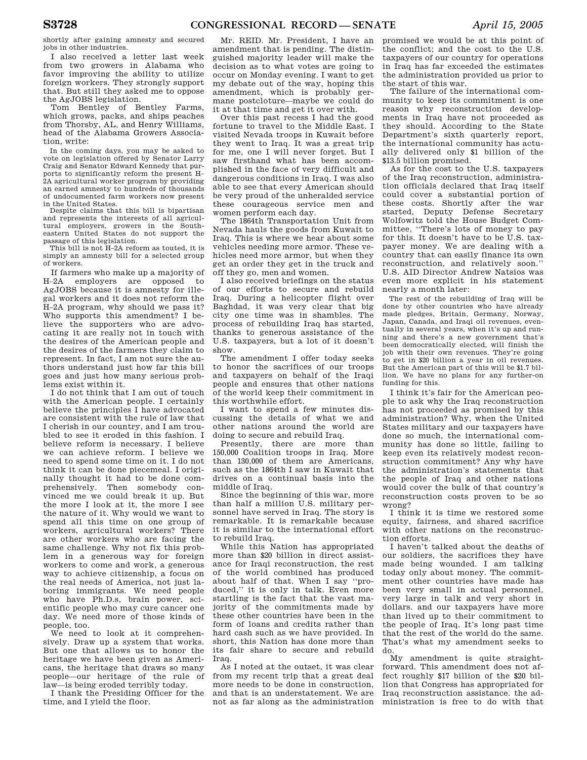shortly after gaining amnesty and secured jobs in other industries.

I also received a letter last week from two growers in Alabama who favor improving the ability to utilize foreign workers. They strongly support that. But still they asked me to oppose the AgJOBS legislation.

Tom Bentley of Bentley Farms, which grows, packs, and ships peaches from Thorsby, AL, and Henry Williams, head of the Alabama Growers Association, write:

> In the coming days, you may be asked to vote on legislation offered by Senator Larry Craig and Senator Edward Kennedy that purports to significantly reform the present H–2A agricultural worker program by providing an earned amnesty to hundreds of thousands of undocumented farm workers now present in the United States.
>
> Despite claims that this bill is bipartisan and represents the interests of all agricultural employers, growers in the Southeastern United States do not support the passage of this legislation.
>
> This bill is not H–2A reform as touted, it is simply an amnesty bill for a selected group of workers.

If farmers who make up a majority of H–2A employers are opposed to AgJOBS because it is amnesty for illegal workers and it does not reform the H–2A program, why should we pass it? Who supports this amendment? I believe the supporters who are advocating it are really not in touch with the desires of the American people and the desires of the farmers they claim to represent. In fact, I am not sure the authors understand just how far this bill goes and just how many serious problems exist within it.

I do not think that I am out of touch with the American people. I certainly believe the principles I have advocated are consistent with the rule of law that I cherish in our country, and I am troubled to see it eroded in this fashion. I believe reform is necessary. I believe we can achieve reform. I believe we need to spend some time on it. I do not think it can be done piecemeal. I originally thought it had to be done comprehensively. Then somebody convinced me we could break it up. But the more I look at it, the more I see the nature of it. Why would we want to spend all this time on one group of workers, agricultural workers? There are other workers who are facing the same challenge. Why not fix this problem in a generous way for foreign workers to come and work, a generous way to achieve citizenship, a focus on the real needs of America, not just laboring immigrants. We need people who have Ph.D.s, brain power, scientific people who may cure cancer one day. We need more of those kinds of people, too.

We need to look at it comprehensively. Draw up a system that works. But one that allows us to honor the heritage we have been given as Americans, the heritage that draws so many people—our heritage of the rule of law—is being eroded terribly today.

I thank the Presiding Officer for the time, and I yield the floor.

Mr. REID. Mr. President, I have an amendment that is pending. The distinguished majority leader will make the decision as to what votes are going to occur on Monday evening. I want to get my debate out of the way, hoping this amendment, which is probably germane postcloture—maybe we could do it at that time and get it over with.

Over this past recess I had the good fortune to travel to the Middle East. I visited Nevada troops in Kuwait before they went to Iraq. It was a great trip for me, one I will never forget. But I saw firsthand what has been accomplished in the face of very difficult and dangerous conditions in Iraq. I was also able to see that every American should be very proud of the unheralded service these courageous service men and women perform each day.

The 1864th Transportation Unit from Nevada hauls the goods from Kuwait to Iraq. This is where we hear about some vehicles needing more armor. These vehicles need more armor, but when they get an order they get in the truck and off they go, men and women.

I also received briefings on the status of our efforts to secure and rebuild Iraq. During a helicopter flight over Baghdad, it was very clear that big city one time was in shambles. The process of rebuilding Iraq has started, thanks to generous assistance of the U.S. taxpayers, but a lot of it doesn't show.

The amendment I offer today seeks to honor the sacrifices of our troops and taxpayers on behalf of the Iraqi people and ensures that other nations of the world keep their commitment in this worthwhile effort.

I want to spend a few minutes discussing the details of what we and other nations around the world are doing to secure and rebuild Iraq.

Presently, there are more than 150,000 Coalition troops in Iraq. More than 130,000 of them are Americans, such as the 1864th I saw in Kuwait that drives on a continual basis into the middle of Iraq.

Since the beginning of this war, more than half a million U.S. military personnel have served in Iraq. The story is remarkable. It is remarkable because it is similar to the international effort to rebuild Iraq.

While this Nation has appropriated more than $20 billion in direct assistance for Iraqi reconstruction, the rest of the world combined has produced about half of that. When I say ''produced,'' it is only in talk. Even more startling is the fact that the vast majority of the commitments made by these other countries have been in the form of loans and credits rather than hard cash such as we have provided. In short, this Nation has done more than its fair share to secure and rebuild Iraq.

As I noted at the outset, it was clear from my recent trip that a great deal more needs to be done in construction, and that is an understatement. We are not as far along as the administration promised we would be at this point of the conflict; and the cost to the U.S. taxpayers of our country for operations in Iraq has far exceeded the estimates the administration provided us prior to the start of this war.

The failure of the international community to keep its commitment is one reason why reconstruction developments in Iraq have not proceeded as they should. According to the State Department's sixth quarterly report, the international community has actually delivered only $1 billion of the $13.5 billion promised.

As for the cost to the U.S. taxpayers of the Iraq reconstruction, administration officials declared that Iraq itself could cover a substantial portion of these costs. Shortly after the war started, Deputy Defense Secretary Wolfowitz told the House Budget Committee, ''There's lots of money to pay for this. It doesn't have to be U.S. taxpayer money. We are dealing with a country that can easily finance its own reconstruction, and relatively soon.'' U.S. AID Director Andrew Natsios was even more explicit in his statement nearly a month later:

> The rest of the rebuilding of Iraq will be done by other countries who have already made pledges, Britain, Germany, Norway, Japan, Canada, and Iraqi oil revenues, eventually in several years, when it's up and running and there's a new government that's been democratically elected, will finish the job with their own revenues. They're going to get in $20 billion a year in oil revenues. But the American part of this will be $1.7 billion. We have no plans for any further-on funding for this.

I think it's fair for the American people to ask why the Iraq reconstruction has not proceeded as promised by this administration? Why, when the United States military and our taxpayers have done so much, the international community has done so little, failing to keep even its relatively modest reconstruction commitment? Any why have the administration's statements that the people of Iraq and other nations would cover the bulk of that country's reconstruction costs proven to be so wrong?

I think it is time we restored some equity, fairness, and shared sacrifice with other nations on the reconstruction efforts.

I haven't talked about the deaths of our soldiers, the sacrifices they have made being wounded. I am talking today only about money. The commitment other countries have made has been very small in actual personnel, very large in talk and very short in dollars. and our taxpayers have more than lived up to their commitment to the people of Iraq. It's long past time that the rest of the world do the same. That's what my amendment seeks to do.

My amendment is quite straightforward. This amendment does not affect roughly $17 billion of the $20 billion that Congress has appropriated for Iraq reconstruction assistance. the administration is free to do with that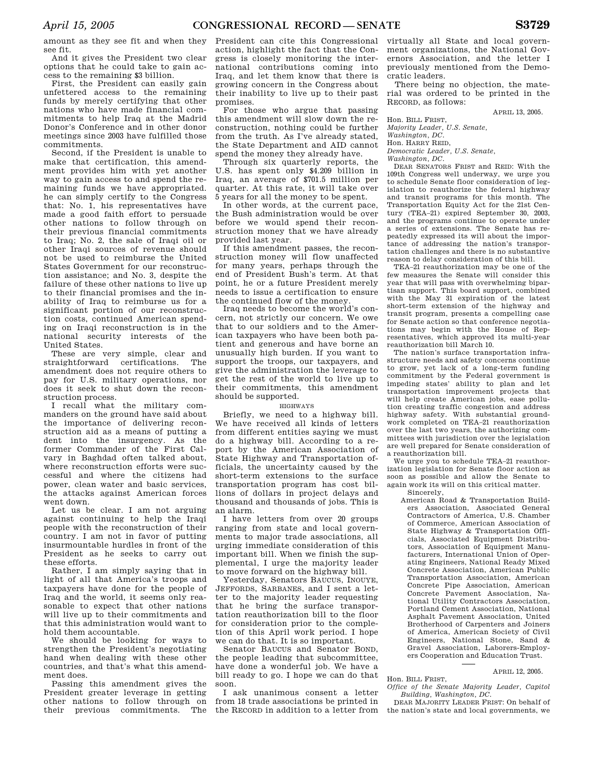amount as they see fit and when they see fit.

And it gives the President two clear options that he could take to gain access to the remaining $3 billion.

First, the President can easily gain unfettered access to the remaining funds by merely certifying that other nations who have made financial commitments to help Iraq at the Madrid Donor's Conference and in other donor meetings since 2003 have fulfilled those commitments.

Second, if the President is unable to make that certification, this amendment provides him with yet another way to gain access to and spend the remaining funds we have appropriated. he can simply certify to the Congress that: No. 1, his representatives have made a good faith effort to persuade other nations to follow through on their previous financial commitments to Iraq; No. 2, the sale of Iraqi oil or other Iraqi sources of revenue should not be used to reimburse the United States Government for our reconstruction assistance; and No. 3, despite the failure of these other nations to live up to their financial promises and the inability of Iraq to reimburse us for a significant portion of our reconstruction costs, continued American spending on Iraqi reconstruction is in the national security interests of the United States.

These are very simple, clear and straightforward certifications. The amendment does not require others to pay for U.S. military operations, nor does it seek to shut down the reconstruction process.

I recall what the military commanders on the ground have said about the importance of delivering reconstruction aid as a means of putting a dent into the insurgency. As the former Commander of the First Calvary in Baghdad often talked about, where reconstruction efforts were successful and where the citizens had power, clean water and basic services, the attacks against American forces went down.

Let us be clear. I am not arguing against continuing to help the Iraqi people with the reconstruction of their country. I am not in favor of putting insurmountable hurdles in front of the President as he seeks to carry out these efforts.

Rather, I am simply saying that in light of all that America's troops and taxpayers have done for the people of Iraq and the world, it seems only reasonable to expect that other nations will live up to their commitments and that this administration would want to hold them accountable.

We should be looking for ways to strengthen the President's negotiating hand when dealing with these other countries, and that's what this amendment does.

Passing this amendment gives the President greater leverage in getting other nations to follow through on their previous commitments. The President can cite this Congressional action, highlight the fact that the Congress is closely monitoring the international contributions coming into Iraq, and let them know that there is growing concern in the Congress about their inability to live up to their past promises.

For those who argue that passing this amendment will slow down the reconstruction, nothing could be further from the truth. As I've already stated, the State Department and AID cannot spend the money they already have.

Through six quarterly reports, the U.S. has spent only $4.209 billion in Iraq, an average of $701.5 million per quarter. At this rate, it will take over 5 years for all the money to be spent.

In other words, at the current pace, the Bush administration would be over before we would spend their reconstruction money that we have already provided last year.

If this amendment passes, the reconstruction money will flow unaffected for many years, perhaps through the end of President Bush's term. At that point, he or a future President merely needs to issue a certification to ensure the continued flow of the money.

Iraq needs to become the world's concern, not strictly our concern. We owe that to our soldiers and to the American taxpayers who have been both patient and generous and have borne an unusually high burden. If you want to support the troops, our taxpayers, and give the administration the leverage to get the rest of the world to live up to their commitments, this amendment should be supported.

HIGHWAYS

Briefly, we need to a highway bill. We have received all kinds of letters from different entities saying we must do a highway bill. According to a report by the American Association of State Highway and Transportation officials, the uncertainty caused by the short-term extensions to the surface transportation program has cost billions of dollars in project delays and thousand and thousands of jobs. This is an alarm.

I have letters from over 20 groups ranging from state and local governments to major trade associations, all urging immediate consideration of this important bill. When we finish the supplemental, I urge the majority leader to move forward on the highway bill.

Yesterday, Senators BAUCUS, INOUYE, JEFFORDS, SARBANES, and I sent a letter to the majority leader requesting that he bring the surface transportation reauthorization bill to the floor for consideration prior to the completion of this April work period. I hope we can do that. It is so important.

Senator BAUCUS and Senator BOND, the people leading that subcommittee, have done a wonderful job. We have a bill ready to go. I hope we can do that soon.

I ask unanimous consent a letter from 18 trade associations be printed in the RECORD in addition to a letter from virtually all State and local government organizations, the National Governors Association, and the letter I previously mentioned from the Democratic leaders.

There being no objection, the material was ordered to be printed in the RECORD, as follows:

APRIL 13, 2005.

Hon. BILL FRIST,
*Majority Leader, U.S. Senate,*
*Washington, DC.*
Hon. HARRY REID,
*Democratic Leader, U.S. Senate,*
*Washington, DC.*

DEAR SENATORS FRIST and REID: With the 109th Congress well underway, we urge you to schedule Senate floor consideration of legislation to reauthorize the federal highway and transit programs for this month. The Transportation Equity Act for the 21st Century (TEA–21) expired September 30, 2003, and the programs continue to operate under a series of extensions. The Senate has repeatedly expressed its will about the importance of addressing the nation's transportation challenges and there is no substantive reason to delay consideration of this bill.

TEA–21 reauthorization may be one of the few measures the Senate will consider this year that will pass with overwhelming bipartisan support. This board support, combined with the May 31 expiration of the latest short-term extension of the highway and transit program, presents a compelling case for Senate action so that conference negotiations may begin with the House of Representatives, which approved its multi-year reauthorization bill March 10.

The nation's surface transportation infrastructure needs and safety concerns continue to grow, yet lack of a long-term funding commitment by the Federal government is impeding states' ability to plan and let transportation improvement projects that will help create American jobs, ease pollution creating traffic congestion and address highway safety. With substantial groundwork completed on TEA–21 reauthorization over the last two years, the authorizing committees with jurisdiction over the legislation are well prepared for Senate consideration of a reauthorization bill.

We urge you to schedule TEA–21 reauthorization legislation for Senate floor action as soon as possible and allow the Senate to again work its will on this critical matter.

Sincerely,

American Road & Transportation Builders Association, Associated General Contractors of America, U.S. Chamber of Commerce, American Association of State Highway & Transportation Officials, Associated Equipment Distributors, Association of Equipment Manufacturers, International Union of Operating Engineers, National Ready Mixed Concrete Association, American Public Transportation Association, American Concrete Pipe Association, American Concrete Pavement Association, National Utility Contractors Association, Portland Cement Association, National Asphalt Pavement Association, United Brotherhood of Carpenters and Joiners of America, American Society of Civil Engineers, National Stone, Sand & Gravel Association, Laborers-Employers Cooperation and Education Trust.

---

APRIL 12, 2005.

Hon. BILL FRIST,
*Office of the Senate Majority Leader, Capitol Building, Washington, DC.*

DEAR MAJORITY LEADER FRIST: On behalf of the nation's state and local governments, we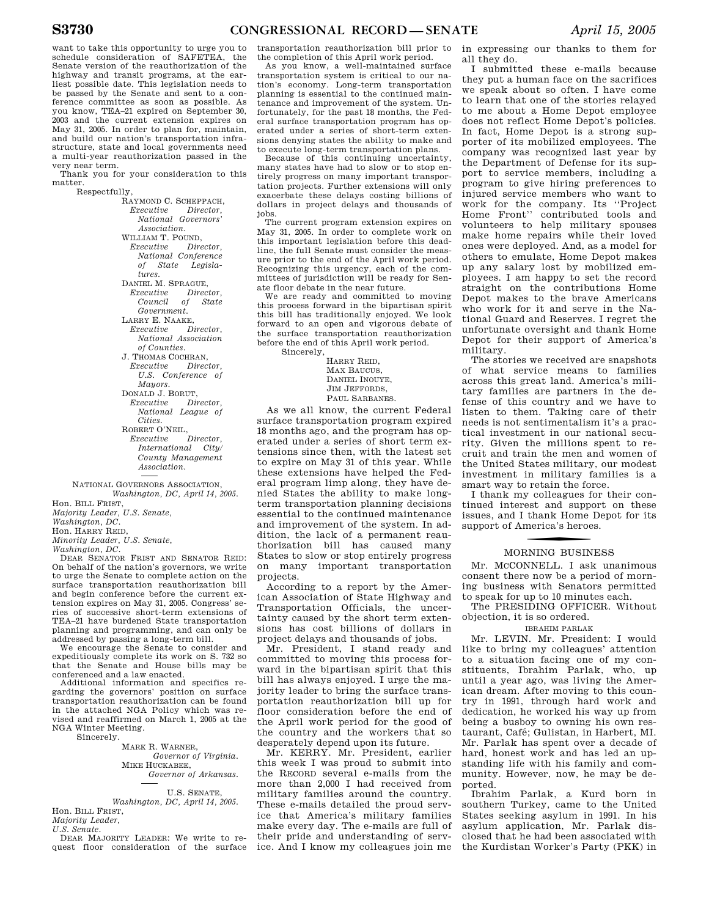want to take this opportunity to urge you to schedule consideration of SAFETEA, the Senate version of the reauthorization of the highway and transit programs, at the earliest possible date. This legislation needs to be passed by the Senate and sent to a conference committee as soon as possible. As you know, TEA–21 expired on September 30, 2003 and the current extension expires on May 31, 2005. In order to plan for, maintain, and build our nation's transportation infrastructure, state and local governments need a multi-year reauthorization passed in the very near term.

Thank you for your consideration to this matter.

Respectfully,

RAYMOND C. SCHEPPACH,
*Executive Director, National Governors' Association.*

WILLIAM T. POUND,
*Executive Director, National Conference of State Legislatures.*

DANIEL M. SPRAGUE,
*Executive Director, Council of State Government.*

LARRY E. NAAKE,
*Executive Director, National Association of Counties.*

J. THOMAS COCHRAN,
*Executive Director, U.S. Conference of Mayors.*

DONALD J. BORUT,
*Executive Director, National League of Cities.*

ROBERT O'NEIL,
*Executive Director, International City/County Management Association.*

---

NATIONAL GOVERNORS ASSOCIATION,
*Washington, DC, April 14, 2005.*

Hon. BILL FRIST,
*Majority Leader, U.S. Senate,*
*Washington, DC.*
Hon. HARRY REID,
*Minority Leader, U.S. Senate,*
*Washington, DC.*

DEAR SENATOR FRIST AND SENATOR REID: On behalf of the nation's governors, we write to urge the Senate to complete action on the surface transportation reauthorization bill and begin conference before the current extension expires on May 31, 2005. Congress' series of successive short-term extensions of TEA–21 have burdened State transportation planning and programming, and can only be addressed by passing a long-term bill.

We encourage the Senate to consider and expeditiously complete its work on S. 732 so that the Senate and House bills may be conferenced and a law enacted.

Additional information and specifics regarding the governors' position on surface transportation reauthorization can be found in the attached NGA Policy which was revised and reaffirmed on March 1, 2005 at the NGA Winter Meeting.

Sincerely,

MARK R. WARNER,
*Governor of Virginia.*
MIKE HUCKABEE,
*Governor of Arkansas.*

---

U.S. SENATE,
*Washington, DC, April 14, 2005.*

Hon. BILL FRIST,
*Majority Leader,*
*U.S. Senate.*

DEAR MAJORITY LEADER: We write to request floor consideration of the surface transportation reauthorization bill prior to the completion of this April work period.

As you know, a well-maintained surface transportation system is critical to our nation's economy. Long-term transportation planning is essential to the continued maintenance and improvement of the system. Unfortunately, for the past 18 months, the Federal surface transportation program has operated under a series of short-term extensions denying states the ability to make and to execute long-term transportation plans.

Because of this continuing uncertainty, many states have had to slow or to stop entirely progress on many important transportation projects. Further extensions will only exacerbate these delays costing billions of dollars in project delays and thousands of jobs.

The current program extension expires on May 31, 2005. In order to complete work on this important legislation before this deadline, the full Senate must consider the measure prior to the end of the April work period. Recognizing this urgency, each of the committees of jurisdiction will be ready for Senate floor debate in the near future.

We are ready and committed to moving this process forward in the bipartisan spirit this bill has traditionally enjoyed. We look forward to an open and vigorous debate of the surface transportation reauthorization before the end of this April work period.

Sincerely,

HARRY REID,
MAX BAUCUS,
DANIEL INOUYE,
JIM JEFFORDS,
PAUL SARBANES.

As we all know, the current Federal surface transportation program expired 18 months ago, and the program has operated under a series of short term extensions since then, with the latest set to expire on May 31 of this year. While these extensions have helped the Federal program limp along, they have denied States the ability to make long-term transportation planning decisions essential to the continued maintenance and improvement of the system. In addition, the lack of a permanent reauthorization bill has caused many States to slow or stop entirely progress on many important transportation projects.

According to a report by the American Association of State Highway and Transportation Officials, the uncertainty caused by the short term extensions has cost billions of dollars in project delays and thousands of jobs.

Mr. President, I stand ready and committed to moving this process forward in the bipartisan spirit that this bill has always enjoyed. I urge the majority leader to bring the surface transportation reauthorization bill up for floor consideration before the end of the April work period for the good of the country and the workers that so desperately depend upon its future.

Mr. KERRY. Mr. President, earlier this week I was proud to submit into the RECORD several e-mails from the more than 2,000 I had received from military families around the country. These e-mails detailed the proud service that America's military families make every day. The e-mails are full of their pride and understanding of service. And I know my colleagues join me in expressing our thanks to them for all they do.

I submitted these e-mails because they put a human face on the sacrifices we speak about so often. I have come to learn that one of the stories relayed to me about a Home Depot employee does not reflect Home Depot's policies. In fact, Home Depot is a strong supporter of its mobilized employees. The company was recognized last year by the Department of Defense for its support to service members, including a program to give hiring preferences to injured service members who want to work for the company. Its ''Project Home Front'' contributed tools and volunteers to help military spouses make home repairs while their loved ones were deployed. And, as a model for others to emulate, Home Depot makes up any salary lost by mobilized employees. I am happy to set the record straight on the contributions Home Depot makes to the brave Americans who work for it and serve in the National Guard and Reserves. I regret the unfortunate oversight and thank Home Depot for their support of America's military.

The stories we received are snapshots of what service means to families across this great land. America's military families are partners in the defense of this country and we have to listen to them. Taking care of their needs is not sentimentalism it's a practical investment in our national security. Given the millions spent to recruit and train the men and women of the United States military, our modest investment in military families is a smart way to retain the force.

I thank my colleagues for their continued interest and support on these issues, and I thank Home Depot for its support of America's heroes.

## MORNING BUSINESS

Mr. MCCONNELL. I ask unanimous consent there now be a period of morning business with Senators permitted to speak for up to 10 minutes each.

The PRESIDING OFFICER. Without objection, it is so ordered.

### IBRAHIM PARLAK

Mr. LEVIN. Mr. President: I would like to bring my colleagues' attention to a situation facing one of my constituents, Ibrahim Parlak, who, up until a year ago, was living the American dream. After moving to this country in 1991, through hard work and dedication, he worked his way up from being a busboy to owning his own restaurant, Café; Gulistan, in Harbert, MI. Mr. Parlak has spent over a decade of hard, honest work and has led an upstanding life with his family and community. However, now, he may be deported.

Ibrahim Parlak, a Kurd born in southern Turkey, came to the United States seeking asylum in 1991. In his asylum application, Mr. Parlak disclosed that he had been associated with the Kurdistan Worker's Party (PKK) in